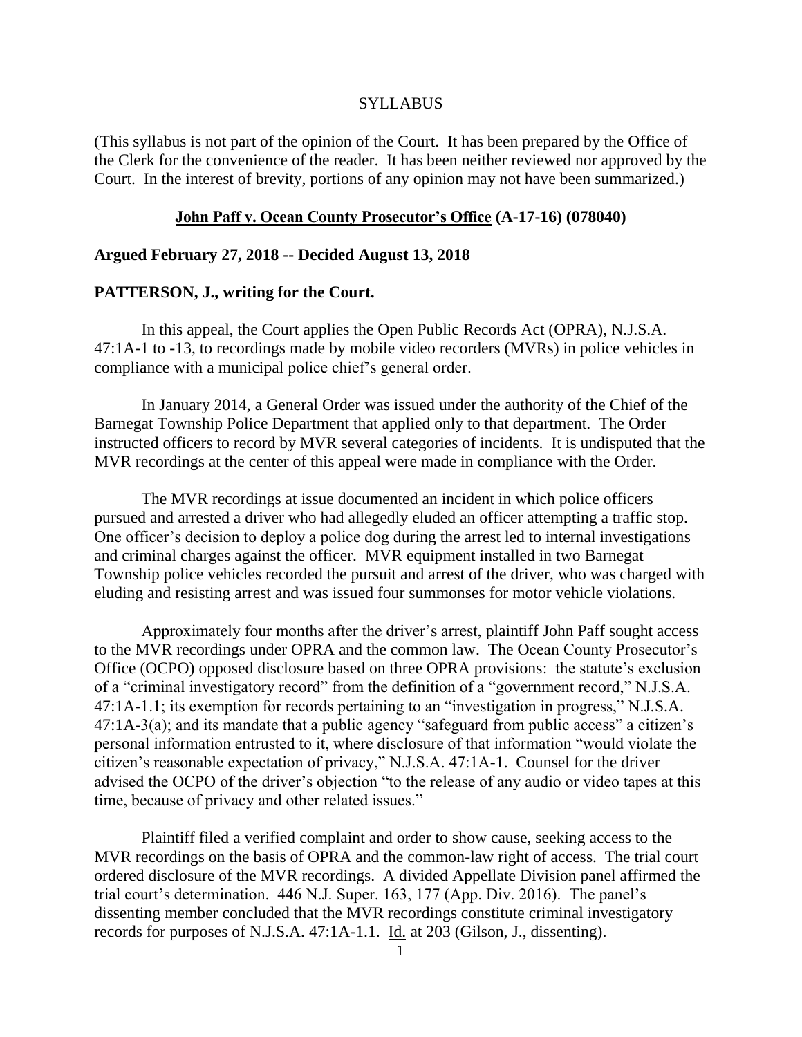SYLLABUS

(This syllabus is not part of the opinion of the Court. It has been prepared by the Office of the Clerk for the convenience of the reader. It has been neither reviewed nor approved by the Court. In the interest of brevity, portions of any opinion may not have been summarized.)

**John Paff v. Ocean County Prosecutor's Office (A-17-16) (078040)**

**Argued February 27, 2018 -- Decided August 13, 2018**

**PATTERSON, J., writing for the Court.**

In this appeal, the Court applies the Open Public Records Act (OPRA), N.J.S.A. 47:1A-1 to -13, to recordings made by mobile video recorders (MVRs) in police vehicles in compliance with a municipal police chief's general order.

In January 2014, a General Order was issued under the authority of the Chief of the Barnegat Township Police Department that applied only to that department. The Order instructed officers to record by MVR several categories of incidents. It is undisputed that the MVR recordings at the center of this appeal were made in compliance with the Order.

The MVR recordings at issue documented an incident in which police officers pursued and arrested a driver who had allegedly eluded an officer attempting a traffic stop. One officer's decision to deploy a police dog during the arrest led to internal investigations and criminal charges against the officer. MVR equipment installed in two Barnegat Township police vehicles recorded the pursuit and arrest of the driver, who was charged with eluding and resisting arrest and was issued four summonses for motor vehicle violations.

Approximately four months after the driver's arrest, plaintiff John Paff sought access to the MVR recordings under OPRA and the common law. The Ocean County Prosecutor's Office (OCPO) opposed disclosure based on three OPRA provisions: the statute's exclusion of a "criminal investigatory record" from the definition of a "government record," N.J.S.A. 47:1A-1.1; its exemption for records pertaining to an "investigation in progress," N.J.S.A. 47:1A-3(a); and its mandate that a public agency "safeguard from public access" a citizen's personal information entrusted to it, where disclosure of that information "would violate the citizen's reasonable expectation of privacy," N.J.S.A. 47:1A-1. Counsel for the driver advised the OCPO of the driver's objection "to the release of any audio or video tapes at this time, because of privacy and other related issues."

Plaintiff filed a verified complaint and order to show cause, seeking access to the MVR recordings on the basis of OPRA and the common-law right of access. The trial court ordered disclosure of the MVR recordings. A divided Appellate Division panel affirmed the trial court's determination. 446 N.J. Super. 163, 177 (App. Div. 2016). The panel's dissenting member concluded that the MVR recordings constitute criminal investigatory records for purposes of N.J.S.A. 47:1A-1.1. Id. at 203 (Gilson, J., dissenting).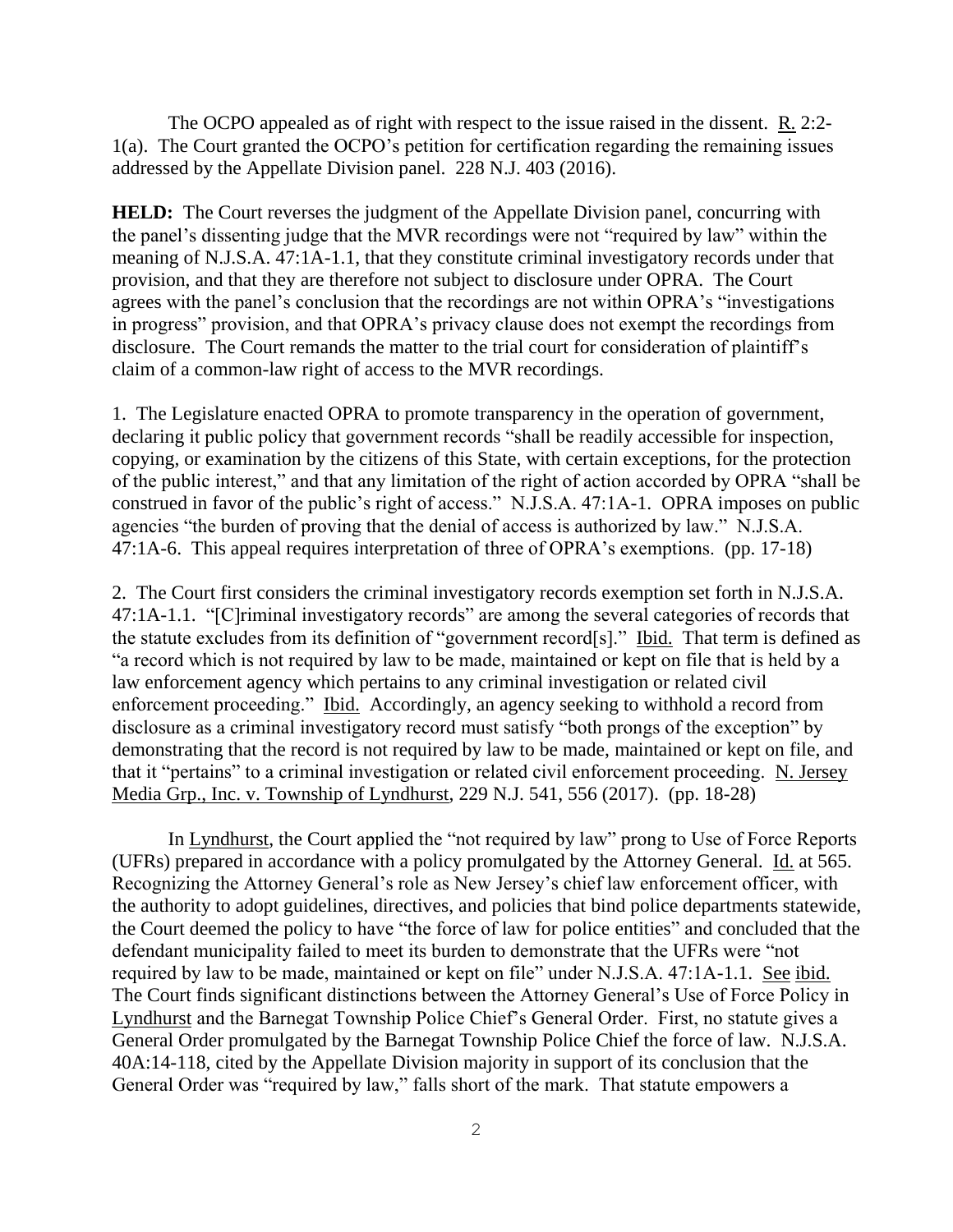The OCPO appealed as of right with respect to the issue raised in the dissent. R. 2:2-1(a). The Court granted the OCPO's petition for certification regarding the remaining issues addressed by the Appellate Division panel. 228 N.J. 403 (2016).

**HELD:** The Court reverses the judgment of the Appellate Division panel, concurring with the panel's dissenting judge that the MVR recordings were not "required by law" within the meaning of N.J.S.A. 47:1A-1.1, that they constitute criminal investigatory records under that provision, and that they are therefore not subject to disclosure under OPRA. The Court agrees with the panel's conclusion that the recordings are not within OPRA's "investigations in progress" provision, and that OPRA's privacy clause does not exempt the recordings from disclosure. The Court remands the matter to the trial court for consideration of plaintiff's claim of a common-law right of access to the MVR recordings.

1. The Legislature enacted OPRA to promote transparency in the operation of government, declaring it public policy that government records "shall be readily accessible for inspection, copying, or examination by the citizens of this State, with certain exceptions, for the protection of the public interest," and that any limitation of the right of action accorded by OPRA "shall be construed in favor of the public's right of access." N.J.S.A. 47:1A-1. OPRA imposes on public agencies "the burden of proving that the denial of access is authorized by law." N.J.S.A. 47:1A-6. This appeal requires interpretation of three of OPRA's exemptions. (pp. 17-18)

2. The Court first considers the criminal investigatory records exemption set forth in N.J.S.A. 47:1A-1.1. "[C]riminal investigatory records" are among the several categories of records that the statute excludes from its definition of "government record[s]." Ibid. That term is defined as "a record which is not required by law to be made, maintained or kept on file that is held by a law enforcement agency which pertains to any criminal investigation or related civil enforcement proceeding." Ibid. Accordingly, an agency seeking to withhold a record from disclosure as a criminal investigatory record must satisfy "both prongs of the exception" by demonstrating that the record is not required by law to be made, maintained or kept on file, and that it "pertains" to a criminal investigation or related civil enforcement proceeding. N. Jersey Media Grp., Inc. v. Township of Lyndhurst, 229 N.J. 541, 556 (2017). (pp. 18-28)

In Lyndhurst, the Court applied the "not required by law" prong to Use of Force Reports (UFRs) prepared in accordance with a policy promulgated by the Attorney General. Id. at 565. Recognizing the Attorney General's role as New Jersey's chief law enforcement officer, with the authority to adopt guidelines, directives, and policies that bind police departments statewide, the Court deemed the policy to have "the force of law for police entities" and concluded that the defendant municipality failed to meet its burden to demonstrate that the UFRs were "not required by law to be made, maintained or kept on file" under N.J.S.A. 47:1A-1.1. See ibid. The Court finds significant distinctions between the Attorney General's Use of Force Policy in Lyndhurst and the Barnegat Township Police Chief's General Order. First, no statute gives a General Order promulgated by the Barnegat Township Police Chief the force of law. N.J.S.A. 40A:14-118, cited by the Appellate Division majority in support of its conclusion that the General Order was "required by law," falls short of the mark. That statute empowers a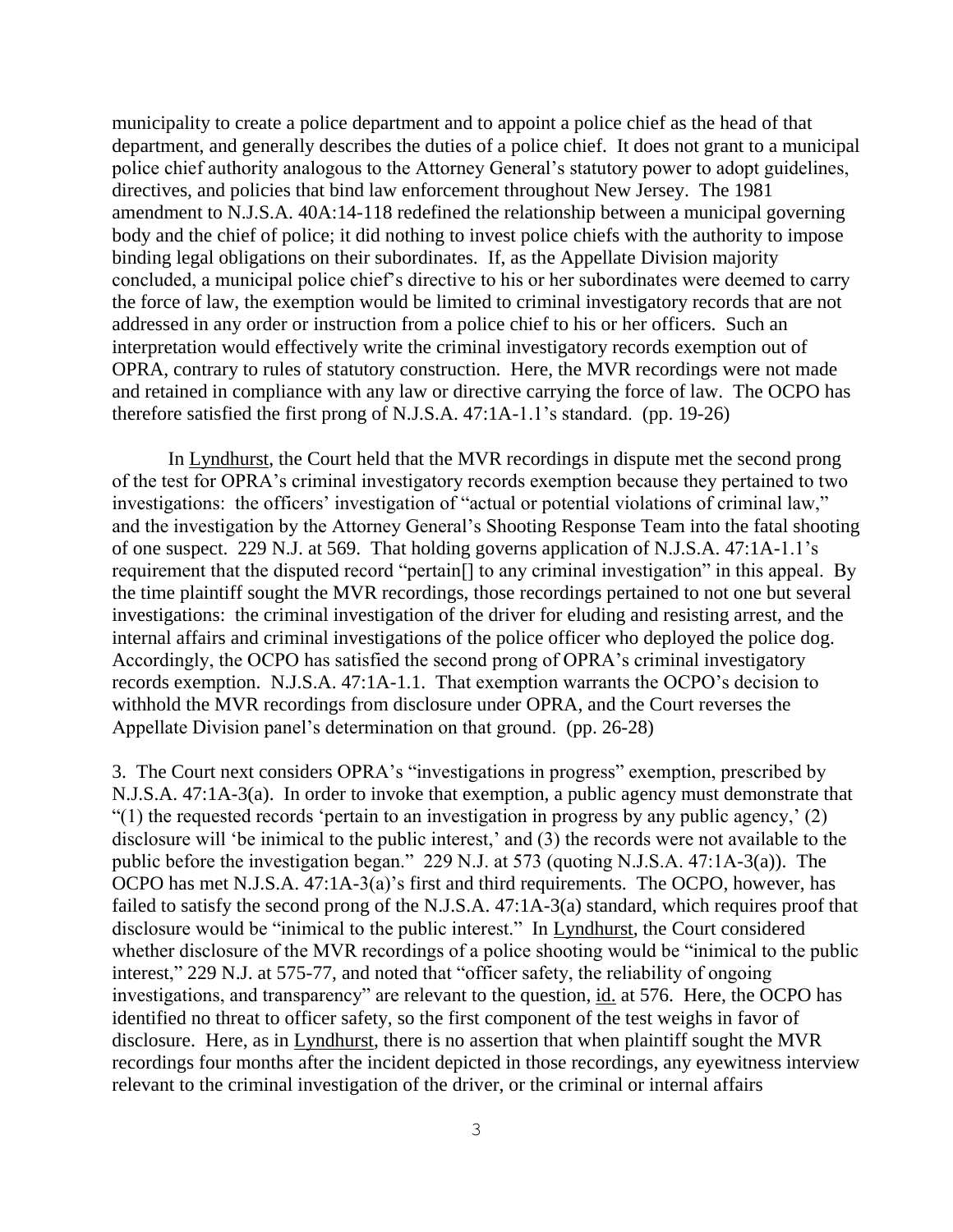municipality to create a police department and to appoint a police chief as the head of that department, and generally describes the duties of a police chief. It does not grant to a municipal police chief authority analogous to the Attorney General's statutory power to adopt guidelines, directives, and policies that bind law enforcement throughout New Jersey. The 1981 amendment to N.J.S.A. 40A:14-118 redefined the relationship between a municipal governing body and the chief of police; it did nothing to invest police chiefs with the authority to impose binding legal obligations on their subordinates. If, as the Appellate Division majority concluded, a municipal police chief's directive to his or her subordinates were deemed to carry the force of law, the exemption would be limited to criminal investigatory records that are not addressed in any order or instruction from a police chief to his or her officers. Such an interpretation would effectively write the criminal investigatory records exemption out of OPRA, contrary to rules of statutory construction. Here, the MVR recordings were not made and retained in compliance with any law or directive carrying the force of law. The OCPO has therefore satisfied the first prong of N.J.S.A. 47:1A-1.1's standard. (pp. 19-26)

In Lyndhurst, the Court held that the MVR recordings in dispute met the second prong of the test for OPRA's criminal investigatory records exemption because they pertained to two investigations: the officers' investigation of "actual or potential violations of criminal law," and the investigation by the Attorney General's Shooting Response Team into the fatal shooting of one suspect. 229 N.J. at 569. That holding governs application of N.J.S.A. 47:1A-1.1's requirement that the disputed record "pertain[] to any criminal investigation" in this appeal. By the time plaintiff sought the MVR recordings, those recordings pertained to not one but several investigations: the criminal investigation of the driver for eluding and resisting arrest, and the internal affairs and criminal investigations of the police officer who deployed the police dog. Accordingly, the OCPO has satisfied the second prong of OPRA's criminal investigatory records exemption. N.J.S.A. 47:1A-1.1. That exemption warrants the OCPO's decision to withhold the MVR recordings from disclosure under OPRA, and the Court reverses the Appellate Division panel's determination on that ground. (pp. 26-28)

3. The Court next considers OPRA's "investigations in progress" exemption, prescribed by N.J.S.A. 47:1A-3(a). In order to invoke that exemption, a public agency must demonstrate that "(1) the requested records 'pertain to an investigation in progress by any public agency,' (2) disclosure will 'be inimical to the public interest,' and (3) the records were not available to the public before the investigation began." 229 N.J. at 573 (quoting N.J.S.A. 47:1A-3(a)). The OCPO has met N.J.S.A. 47:1A-3(a)'s first and third requirements. The OCPO, however, has failed to satisfy the second prong of the N.J.S.A. 47:1A-3(a) standard, which requires proof that disclosure would be "inimical to the public interest." In Lyndhurst, the Court considered whether disclosure of the MVR recordings of a police shooting would be "inimical to the public interest," 229 N.J. at 575-77, and noted that "officer safety, the reliability of ongoing investigations, and transparency" are relevant to the question, id. at 576. Here, the OCPO has identified no threat to officer safety, so the first component of the test weighs in favor of disclosure. Here, as in Lyndhurst, there is no assertion that when plaintiff sought the MVR recordings four months after the incident depicted in those recordings, any eyewitness interview relevant to the criminal investigation of the driver, or the criminal or internal affairs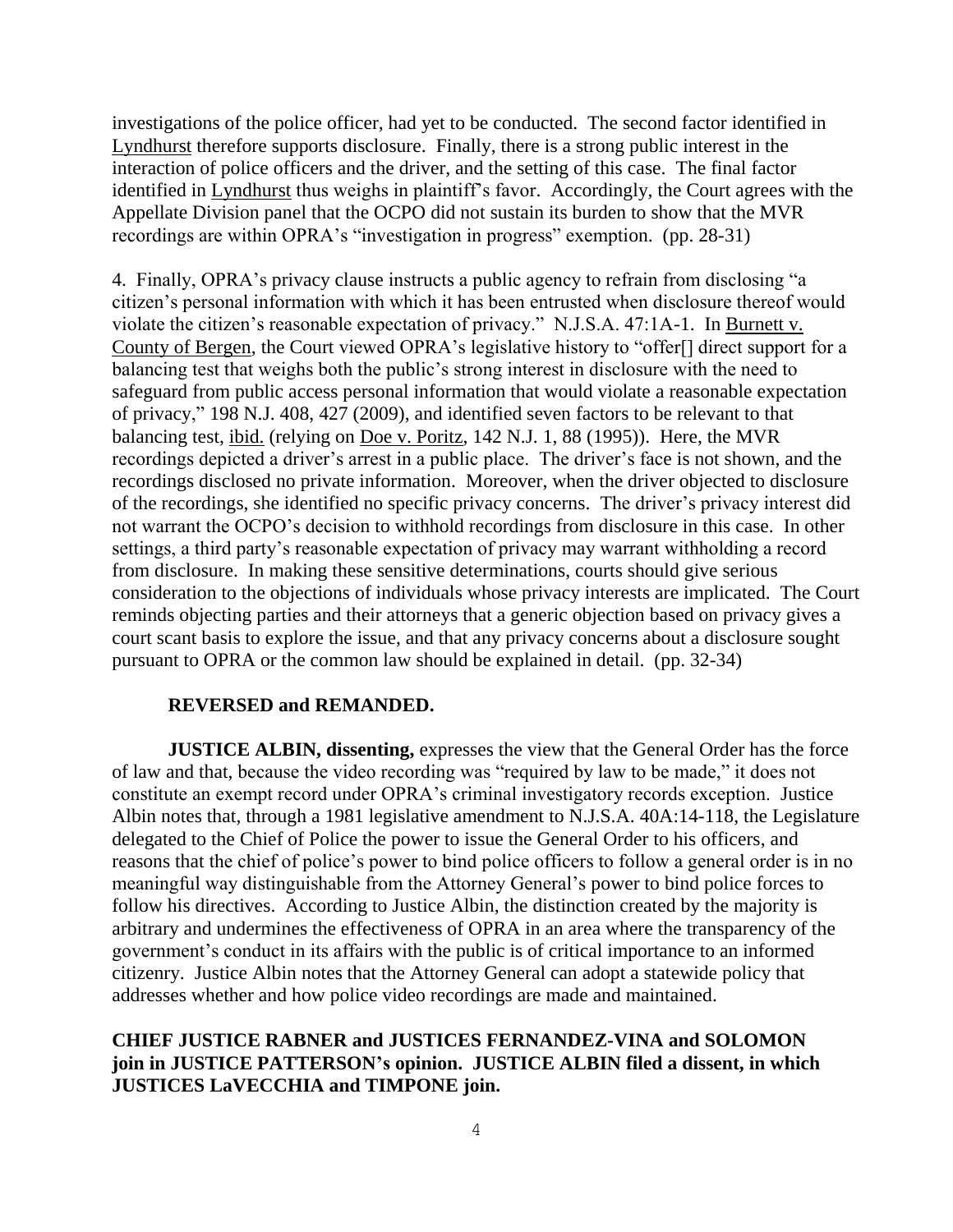investigations of the police officer, had yet to be conducted. The second factor identified in Lyndhurst therefore supports disclosure. Finally, there is a strong public interest in the interaction of police officers and the driver, and the setting of this case. The final factor identified in Lyndhurst thus weighs in plaintiff's favor. Accordingly, the Court agrees with the Appellate Division panel that the OCPO did not sustain its burden to show that the MVR recordings are within OPRA's "investigation in progress" exemption. (pp. 28-31)

4. Finally, OPRA's privacy clause instructs a public agency to refrain from disclosing "a citizen's personal information with which it has been entrusted when disclosure thereof would violate the citizen's reasonable expectation of privacy." N.J.S.A. 47:1A-1. In Burnett v. County of Bergen, the Court viewed OPRA's legislative history to "offer[] direct support for a balancing test that weighs both the public's strong interest in disclosure with the need to safeguard from public access personal information that would violate a reasonable expectation of privacy," 198 N.J. 408, 427 (2009), and identified seven factors to be relevant to that balancing test, ibid. (relying on Doe v. Poritz, 142 N.J. 1, 88 (1995)). Here, the MVR recordings depicted a driver's arrest in a public place. The driver's face is not shown, and the recordings disclosed no private information. Moreover, when the driver objected to disclosure of the recordings, she identified no specific privacy concerns. The driver's privacy interest did not warrant the OCPO's decision to withhold recordings from disclosure in this case. In other settings, a third party's reasonable expectation of privacy may warrant withholding a record from disclosure. In making these sensitive determinations, courts should give serious consideration to the objections of individuals whose privacy interests are implicated. The Court reminds objecting parties and their attorneys that a generic objection based on privacy gives a court scant basis to explore the issue, and that any privacy concerns about a disclosure sought pursuant to OPRA or the common law should be explained in detail. (pp. 32-34)

**REVERSED and REMANDED.**

**JUSTICE ALBIN, dissenting,** expresses the view that the General Order has the force of law and that, because the video recording was "required by law to be made," it does not constitute an exempt record under OPRA's criminal investigatory records exception. Justice Albin notes that, through a 1981 legislative amendment to N.J.S.A. 40A:14-118, the Legislature delegated to the Chief of Police the power to issue the General Order to his officers, and reasons that the chief of police's power to bind police officers to follow a general order is in no meaningful way distinguishable from the Attorney General's power to bind police forces to follow his directives. According to Justice Albin, the distinction created by the majority is arbitrary and undermines the effectiveness of OPRA in an area where the transparency of the government's conduct in its affairs with the public is of critical importance to an informed citizenry. Justice Albin notes that the Attorney General can adopt a statewide policy that addresses whether and how police video recordings are made and maintained.

**CHIEF JUSTICE RABNER and JUSTICES FERNANDEZ-VINA and SOLOMON join in JUSTICE PATTERSON's opinion. JUSTICE ALBIN filed a dissent, in which JUSTICES LaVECCHIA and TIMPONE join.**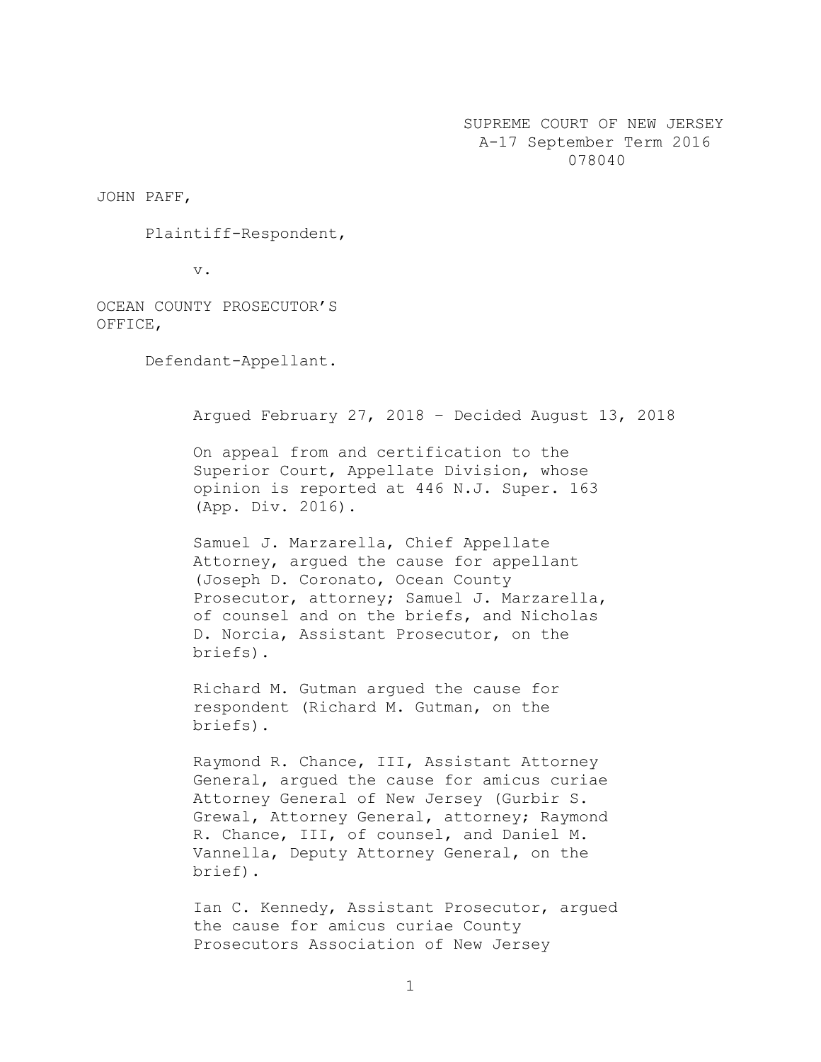SUPREME COURT OF NEW JERSEY
A-17 September Term 2016
078040

JOHN PAFF,

Plaintiff-Respondent,

v.

OCEAN COUNTY PROSECUTOR'S OFFICE,

Defendant-Appellant.

Argued February 27, 2018 – Decided August 13, 2018

On appeal from and certification to the Superior Court, Appellate Division, whose opinion is reported at 446 N.J. Super. 163 (App. Div. 2016).

Samuel J. Marzarella, Chief Appellate Attorney, argued the cause for appellant (Joseph D. Coronato, Ocean County Prosecutor, attorney; Samuel J. Marzarella, of counsel and on the briefs, and Nicholas D. Norcia, Assistant Prosecutor, on the briefs).

Richard M. Gutman argued the cause for respondent (Richard M. Gutman, on the briefs).

Raymond R. Chance, III, Assistant Attorney General, argued the cause for amicus curiae Attorney General of New Jersey (Gurbir S. Grewal, Attorney General, attorney; Raymond R. Chance, III, of counsel, and Daniel M. Vannella, Deputy Attorney General, on the brief).

Ian C. Kennedy, Assistant Prosecutor, argued the cause for amicus curiae County Prosecutors Association of New Jersey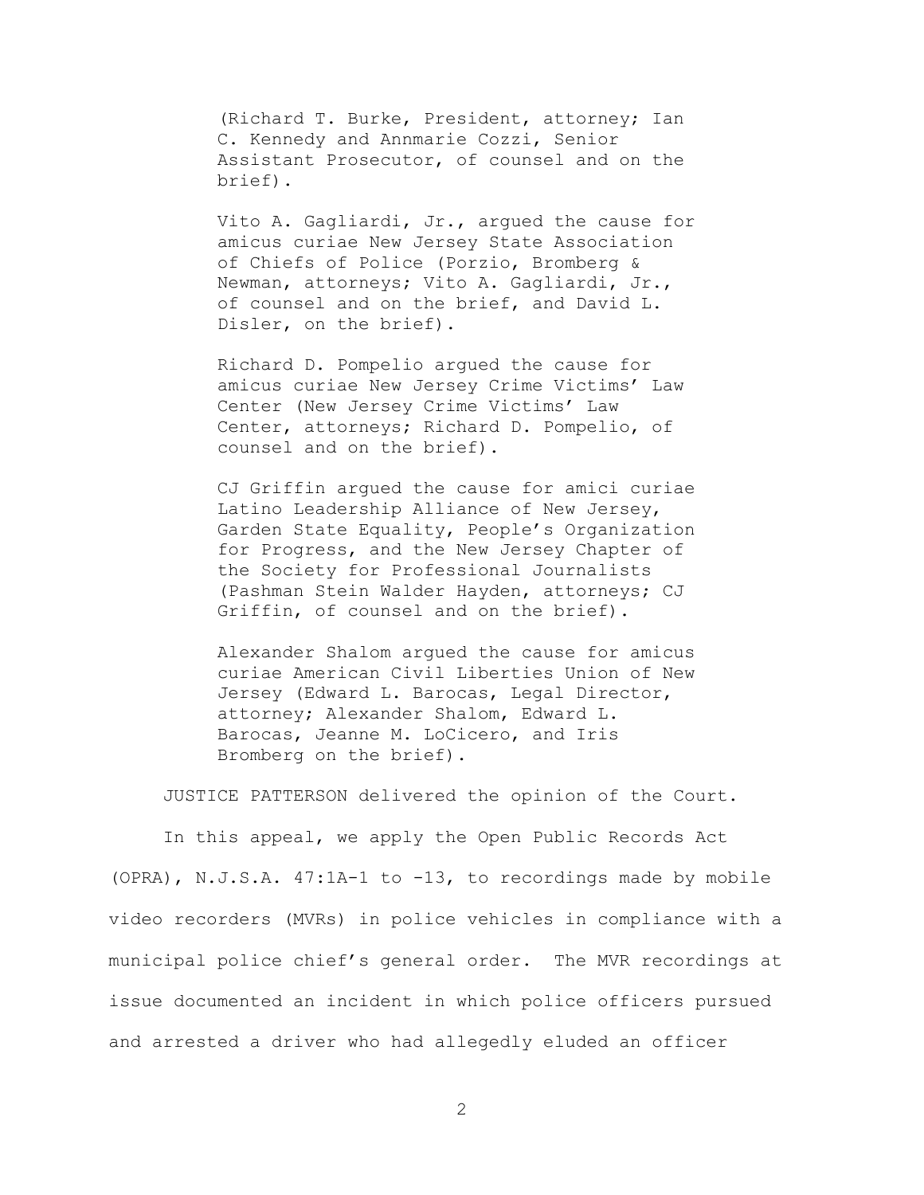(Richard T. Burke, President, attorney; Ian C. Kennedy and Annmarie Cozzi, Senior Assistant Prosecutor, of counsel and on the brief).

Vito A. Gagliardi, Jr., argued the cause for amicus curiae New Jersey State Association of Chiefs of Police (Porzio, Bromberg & Newman, attorneys; Vito A. Gagliardi, Jr., of counsel and on the brief, and David L. Disler, on the brief).

Richard D. Pompelio argued the cause for amicus curiae New Jersey Crime Victims' Law Center (New Jersey Crime Victims' Law Center, attorneys; Richard D. Pompelio, of counsel and on the brief).

CJ Griffin argued the cause for amici curiae Latino Leadership Alliance of New Jersey, Garden State Equality, People's Organization for Progress, and the New Jersey Chapter of the Society for Professional Journalists (Pashman Stein Walder Hayden, attorneys; CJ Griffin, of counsel and on the brief).

Alexander Shalom argued the cause for amicus curiae American Civil Liberties Union of New Jersey (Edward L. Barocas, Legal Director, attorney; Alexander Shalom, Edward L. Barocas, Jeanne M. LoCicero, and Iris Bromberg on the brief).

JUSTICE PATTERSON delivered the opinion of the Court.

In this appeal, we apply the Open Public Records Act (OPRA), N.J.S.A. 47:1A-1 to -13, to recordings made by mobile video recorders (MVRs) in police vehicles in compliance with a municipal police chief's general order. The MVR recordings at issue documented an incident in which police officers pursued and arrested a driver who had allegedly eluded an officer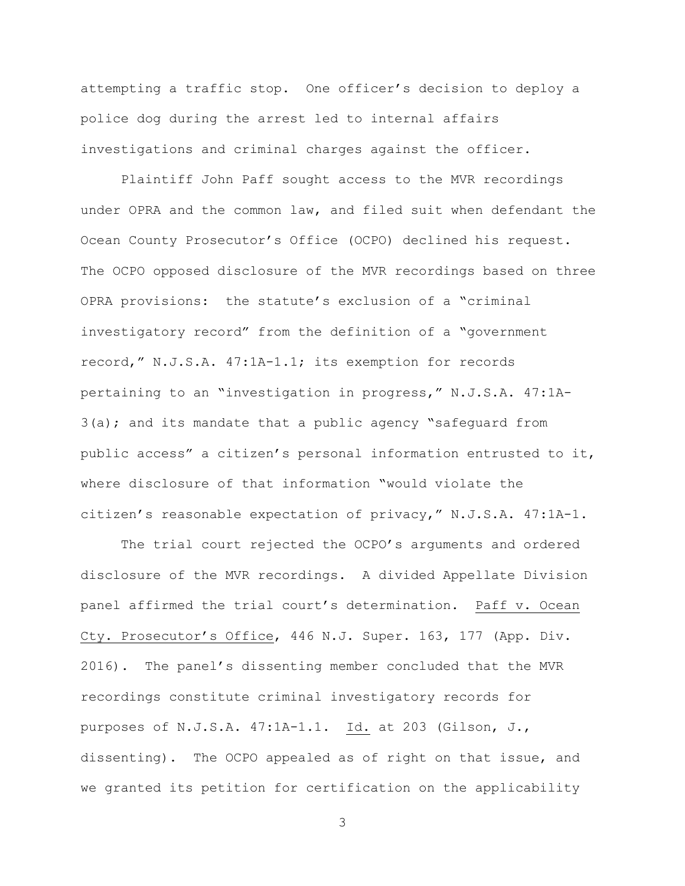attempting a traffic stop. One officer's decision to deploy a police dog during the arrest led to internal affairs investigations and criminal charges against the officer.

Plaintiff John Paff sought access to the MVR recordings under OPRA and the common law, and filed suit when defendant the Ocean County Prosecutor's Office (OCPO) declined his request. The OCPO opposed disclosure of the MVR recordings based on three OPRA provisions: the statute's exclusion of a "criminal investigatory record" from the definition of a "government record," N.J.S.A. 47:1A-1.1; its exemption for records pertaining to an "investigation in progress," N.J.S.A. 47:1A-3(a); and its mandate that a public agency "safeguard from public access" a citizen's personal information entrusted to it, where disclosure of that information "would violate the citizen's reasonable expectation of privacy," N.J.S.A. 47:1A-1.

The trial court rejected the OCPO's arguments and ordered disclosure of the MVR recordings. A divided Appellate Division panel affirmed the trial court's determination. Paff v. Ocean Cty. Prosecutor's Office, 446 N.J. Super. 163, 177 (App. Div. 2016). The panel's dissenting member concluded that the MVR recordings constitute criminal investigatory records for purposes of N.J.S.A. 47:1A-1.1. Id. at 203 (Gilson, J., dissenting). The OCPO appealed as of right on that issue, and we granted its petition for certification on the applicability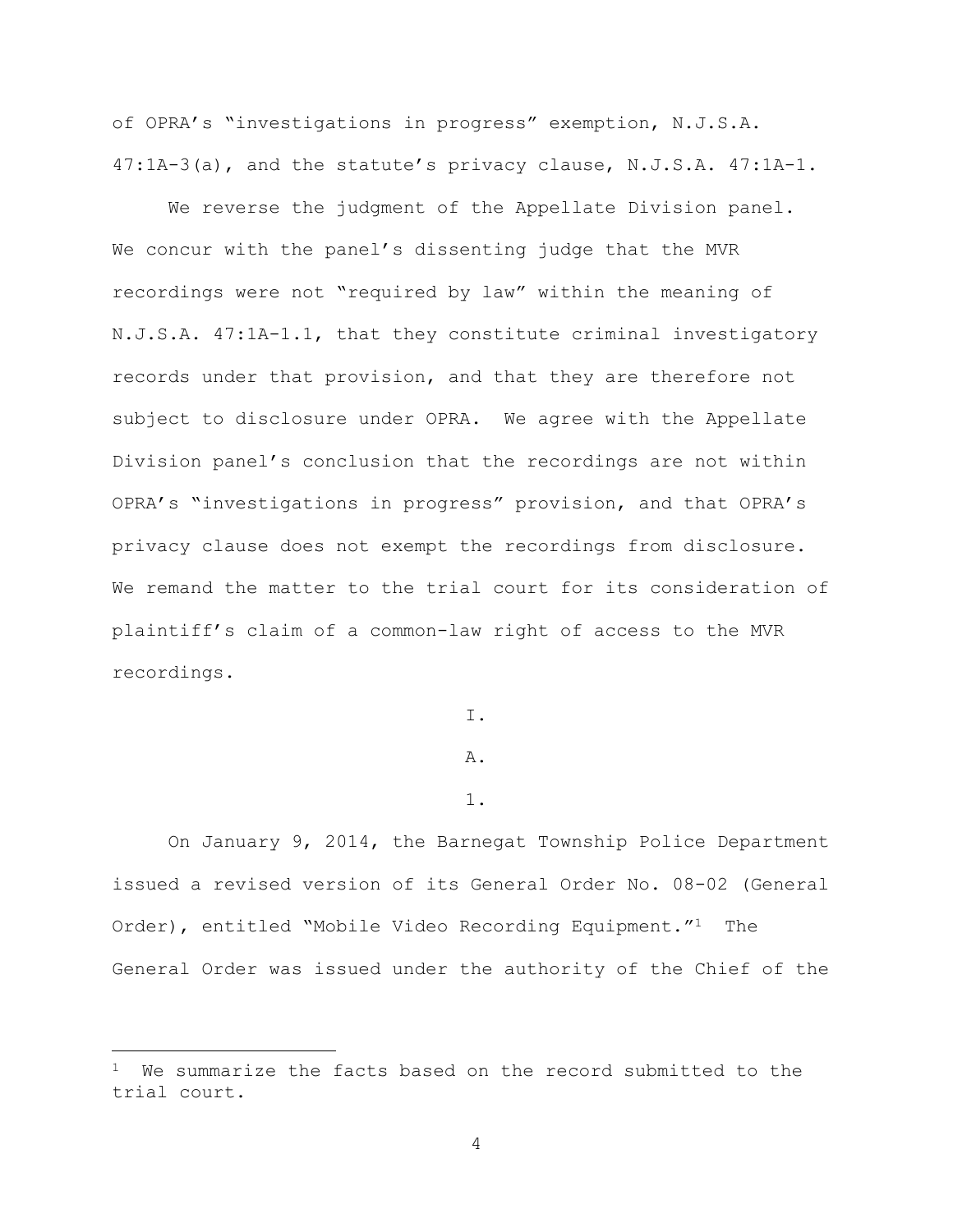of OPRA's "investigations in progress" exemption, N.J.S.A. 47:1A-3(a), and the statute's privacy clause, N.J.S.A. 47:1A-1.

We reverse the judgment of the Appellate Division panel. We concur with the panel's dissenting judge that the MVR recordings were not "required by law" within the meaning of N.J.S.A. 47:1A-1.1, that they constitute criminal investigatory records under that provision, and that they are therefore not subject to disclosure under OPRA. We agree with the Appellate Division panel's conclusion that the recordings are not within OPRA's "investigations in progress" provision, and that OPRA's privacy clause does not exempt the recordings from disclosure. We remand the matter to the trial court for its consideration of plaintiff's claim of a common-law right of access to the MVR recordings.

I.

A.

1.

On January 9, 2014, the Barnegat Township Police Department issued a revised version of its General Order No. 08-02 (General Order), entitled "Mobile Video Recording Equipment."[1] The General Order was issued under the authority of the Chief of the

[1] We summarize the facts based on the record submitted to the trial court.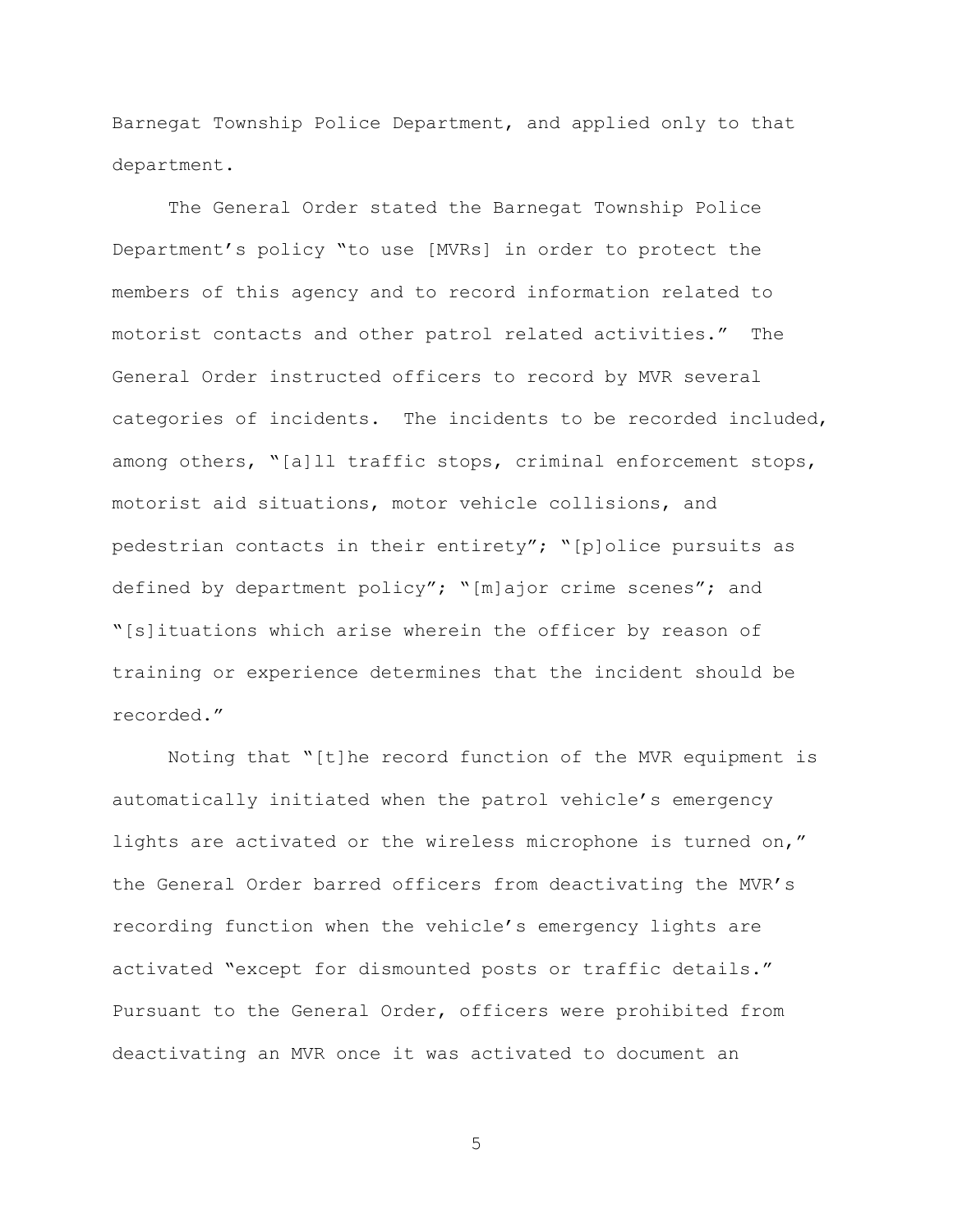Barnegat Township Police Department, and applied only to that department.

The General Order stated the Barnegat Township Police Department's policy "to use [MVRs] in order to protect the members of this agency and to record information related to motorist contacts and other patrol related activities." The General Order instructed officers to record by MVR several categories of incidents. The incidents to be recorded included, among others, "[a]ll traffic stops, criminal enforcement stops, motorist aid situations, motor vehicle collisions, and pedestrian contacts in their entirety"; "[p]olice pursuits as defined by department policy"; "[m]ajor crime scenes"; and "[s]ituations which arise wherein the officer by reason of training or experience determines that the incident should be recorded."

Noting that "[t]he record function of the MVR equipment is automatically initiated when the patrol vehicle's emergency lights are activated or the wireless microphone is turned on," the General Order barred officers from deactivating the MVR's recording function when the vehicle's emergency lights are activated "except for dismounted posts or traffic details." Pursuant to the General Order, officers were prohibited from deactivating an MVR once it was activated to document an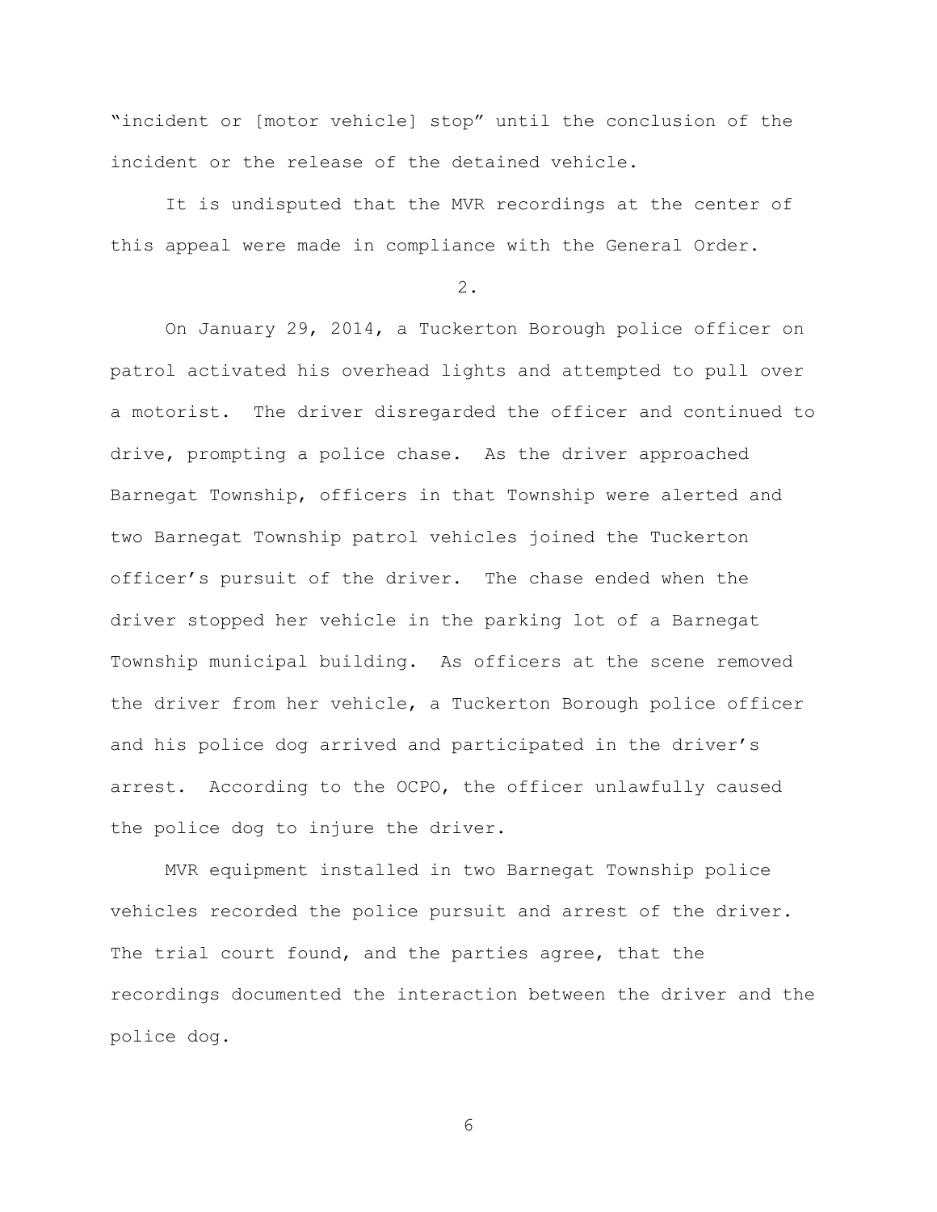"incident or [motor vehicle] stop" until the conclusion of the incident or the release of the detained vehicle.

It is undisputed that the MVR recordings at the center of this appeal were made in compliance with the General Order.

2.

On January 29, 2014, a Tuckerton Borough police officer on patrol activated his overhead lights and attempted to pull over a motorist. The driver disregarded the officer and continued to drive, prompting a police chase. As the driver approached Barnegat Township, officers in that Township were alerted and two Barnegat Township patrol vehicles joined the Tuckerton officer's pursuit of the driver. The chase ended when the driver stopped her vehicle in the parking lot of a Barnegat Township municipal building. As officers at the scene removed the driver from her vehicle, a Tuckerton Borough police officer and his police dog arrived and participated in the driver's arrest. According to the OCPO, the officer unlawfully caused the police dog to injure the driver.

MVR equipment installed in two Barnegat Township police vehicles recorded the police pursuit and arrest of the driver. The trial court found, and the parties agree, that the recordings documented the interaction between the driver and the police dog.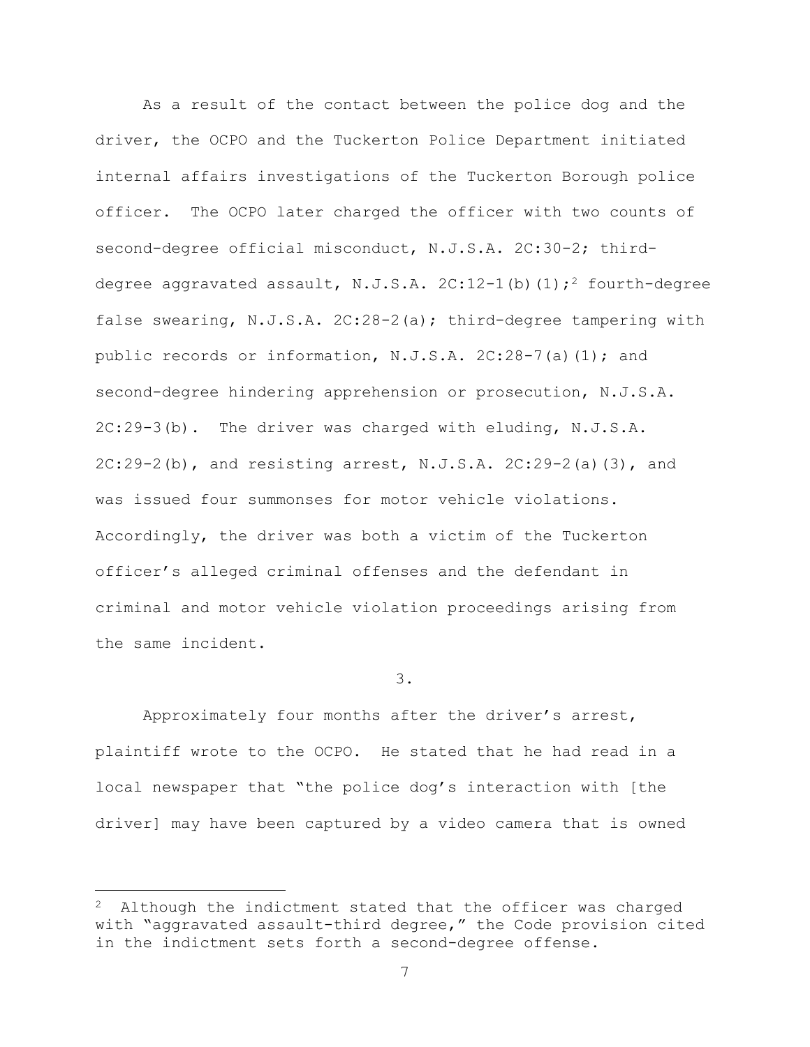As a result of the contact between the police dog and the driver, the OCPO and the Tuckerton Police Department initiated internal affairs investigations of the Tuckerton Borough police officer. The OCPO later charged the officer with two counts of second-degree official misconduct, N.J.S.A. 2C:30-2; third-degree aggravated assault, N.J.S.A. 2C:12-1(b)(1);[2] fourth-degree false swearing, N.J.S.A. 2C:28-2(a); third-degree tampering with public records or information, N.J.S.A. 2C:28-7(a)(1); and second-degree hindering apprehension or prosecution, N.J.S.A. 2C:29-3(b). The driver was charged with eluding, N.J.S.A. 2C:29-2(b), and resisting arrest, N.J.S.A. 2C:29-2(a)(3), and was issued four summonses for motor vehicle violations. Accordingly, the driver was both a victim of the Tuckerton officer's alleged criminal offenses and the defendant in criminal and motor vehicle violation proceedings arising from the same incident.

3.

Approximately four months after the driver's arrest, plaintiff wrote to the OCPO. He stated that he had read in a local newspaper that "the police dog's interaction with [the driver] may have been captured by a video camera that is owned

---

[2] Although the indictment stated that the officer was charged with "aggravated assault-third degree," the Code provision cited in the indictment sets forth a second-degree offense.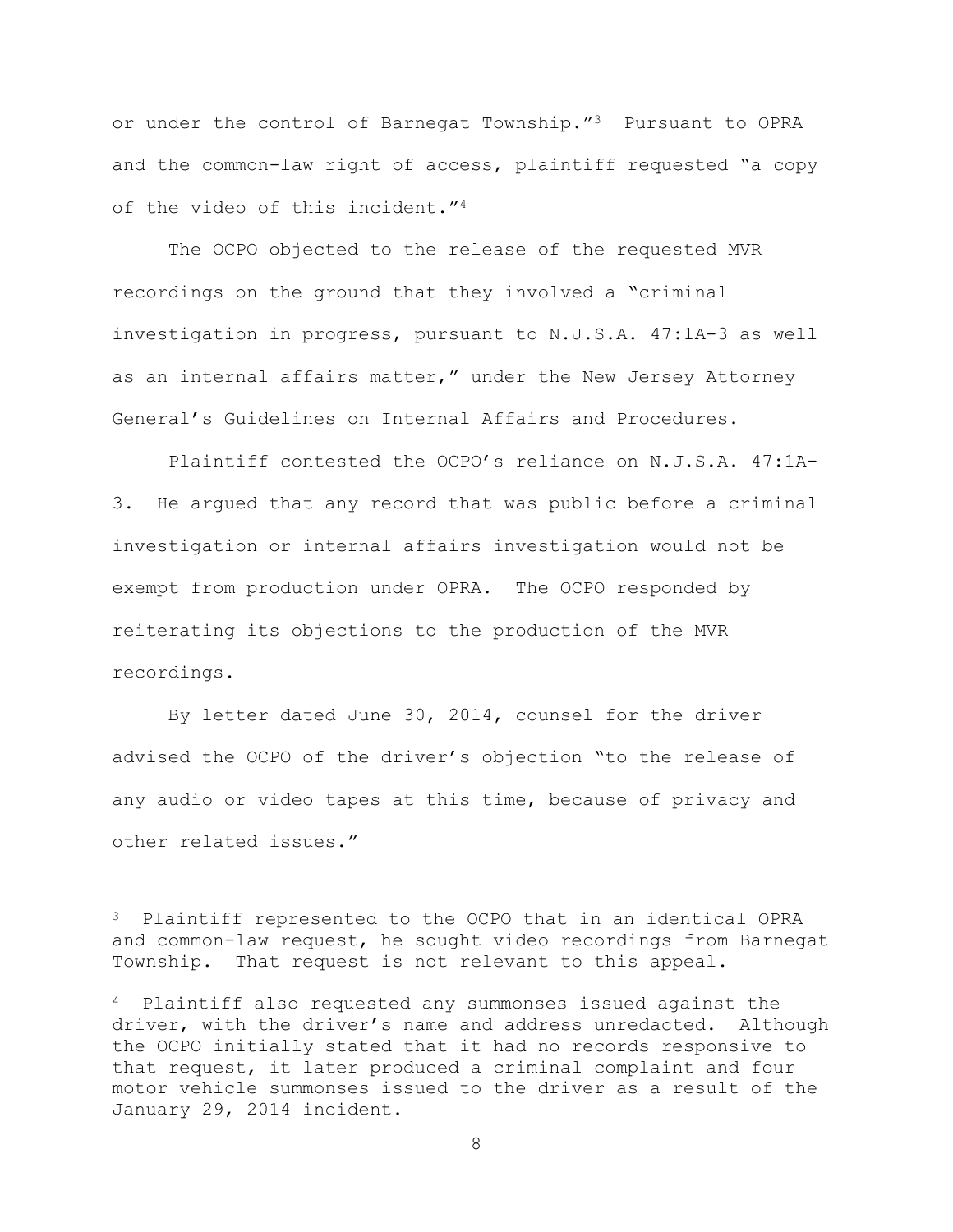or under the control of Barnegat Township."[3] Pursuant to OPRA and the common-law right of access, plaintiff requested "a copy of the video of this incident."[4]

The OCPO objected to the release of the requested MVR recordings on the ground that they involved a "criminal investigation in progress, pursuant to N.J.S.A. 47:1A-3 as well as an internal affairs matter," under the New Jersey Attorney General's Guidelines on Internal Affairs and Procedures.

Plaintiff contested the OCPO's reliance on N.J.S.A. 47:1A-3. He argued that any record that was public before a criminal investigation or internal affairs investigation would not be exempt from production under OPRA. The OCPO responded by reiterating its objections to the production of the MVR recordings.

By letter dated June 30, 2014, counsel for the driver advised the OCPO of the driver's objection "to the release of any audio or video tapes at this time, because of privacy and other related issues."

---

[3] Plaintiff represented to the OCPO that in an identical OPRA and common-law request, he sought video recordings from Barnegat Township. That request is not relevant to this appeal.

[4] Plaintiff also requested any summonses issued against the driver, with the driver's name and address unredacted. Although the OCPO initially stated that it had no records responsive to that request, it later produced a criminal complaint and four motor vehicle summonses issued to the driver as a result of the January 29, 2014 incident.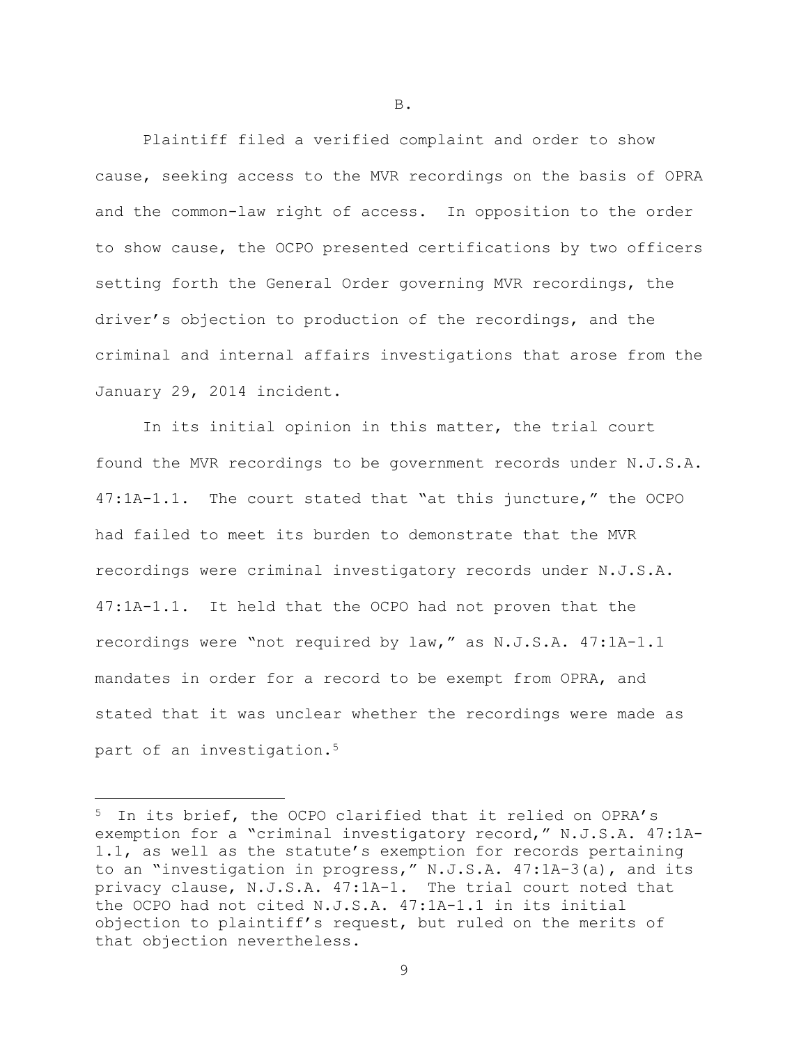B.

Plaintiff filed a verified complaint and order to show cause, seeking access to the MVR recordings on the basis of OPRA and the common-law right of access. In opposition to the order to show cause, the OCPO presented certifications by two officers setting forth the General Order governing MVR recordings, the driver's objection to production of the recordings, and the criminal and internal affairs investigations that arose from the January 29, 2014 incident.

In its initial opinion in this matter, the trial court found the MVR recordings to be government records under N.J.S.A. 47:1A-1.1. The court stated that "at this juncture," the OCPO had failed to meet its burden to demonstrate that the MVR recordings were criminal investigatory records under N.J.S.A. 47:1A-1.1. It held that the OCPO had not proven that the recordings were "not required by law," as N.J.S.A. 47:1A-1.1 mandates in order for a record to be exempt from OPRA, and stated that it was unclear whether the recordings were made as part of an investigation.[5]

[5] In its brief, the OCPO clarified that it relied on OPRA's exemption for a "criminal investigatory record," N.J.S.A. 47:1A-1.1, as well as the statute's exemption for records pertaining to an "investigation in progress," N.J.S.A. 47:1A-3(a), and its privacy clause, N.J.S.A. 47:1A-1. The trial court noted that the OCPO had not cited N.J.S.A. 47:1A-1.1 in its initial objection to plaintiff's request, but ruled on the merits of that objection nevertheless.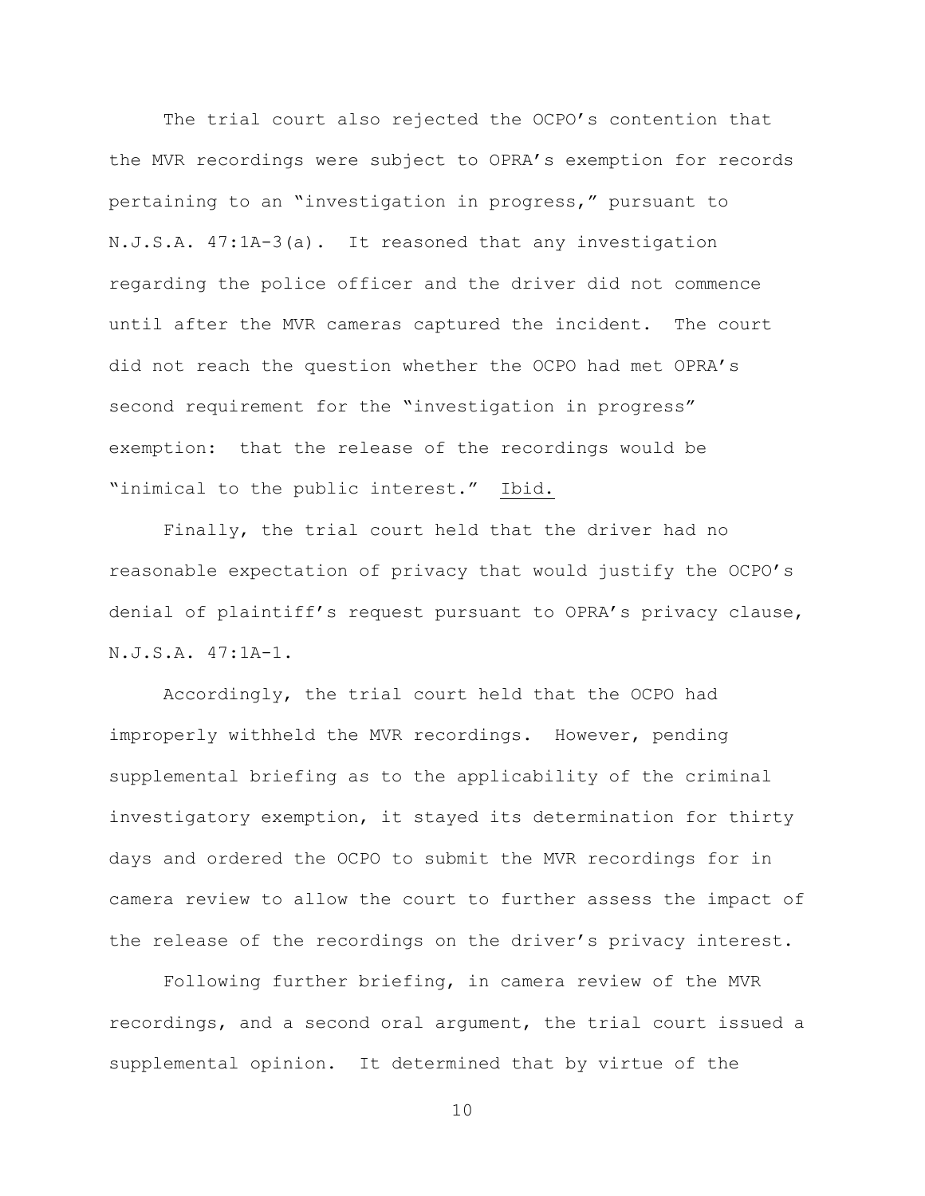The trial court also rejected the OCPO's contention that the MVR recordings were subject to OPRA's exemption for records pertaining to an "investigation in progress," pursuant to N.J.S.A. 47:1A-3(a). It reasoned that any investigation regarding the police officer and the driver did not commence until after the MVR cameras captured the incident. The court did not reach the question whether the OCPO had met OPRA's second requirement for the "investigation in progress" exemption: that the release of the recordings would be "inimical to the public interest." Ibid.

Finally, the trial court held that the driver had no reasonable expectation of privacy that would justify the OCPO's denial of plaintiff's request pursuant to OPRA's privacy clause, N.J.S.A. 47:1A-1.

Accordingly, the trial court held that the OCPO had improperly withheld the MVR recordings. However, pending supplemental briefing as to the applicability of the criminal investigatory exemption, it stayed its determination for thirty days and ordered the OCPO to submit the MVR recordings for in camera review to allow the court to further assess the impact of the release of the recordings on the driver's privacy interest.

Following further briefing, in camera review of the MVR recordings, and a second oral argument, the trial court issued a supplemental opinion. It determined that by virtue of the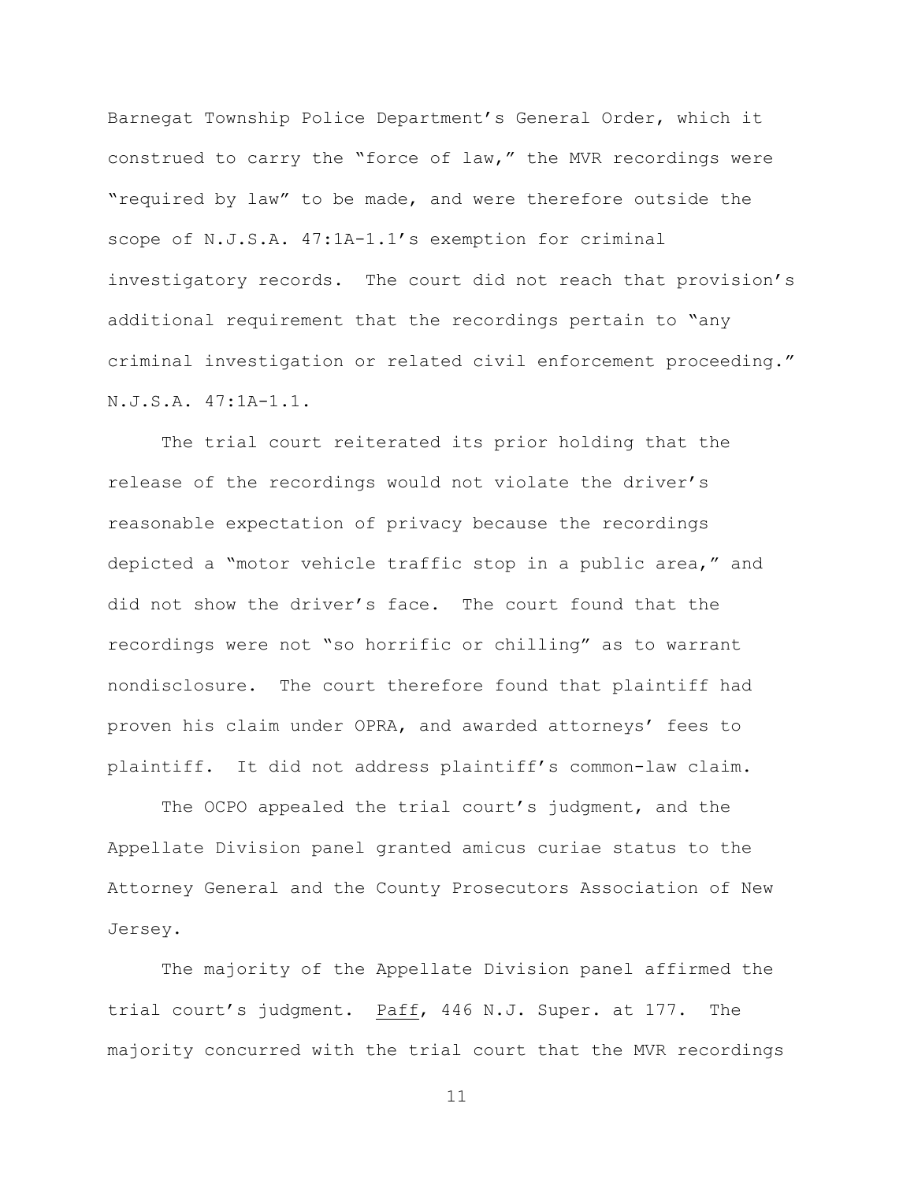Barnegat Township Police Department's General Order, which it construed to carry the "force of law," the MVR recordings were "required by law" to be made, and were therefore outside the scope of N.J.S.A. 47:1A-1.1's exemption for criminal investigatory records. The court did not reach that provision's additional requirement that the recordings pertain to "any criminal investigation or related civil enforcement proceeding." N.J.S.A. 47:1A-1.1.

The trial court reiterated its prior holding that the release of the recordings would not violate the driver's reasonable expectation of privacy because the recordings depicted a "motor vehicle traffic stop in a public area," and did not show the driver's face. The court found that the recordings were not "so horrific or chilling" as to warrant nondisclosure. The court therefore found that plaintiff had proven his claim under OPRA, and awarded attorneys' fees to plaintiff. It did not address plaintiff's common-law claim.

The OCPO appealed the trial court's judgment, and the Appellate Division panel granted amicus curiae status to the Attorney General and the County Prosecutors Association of New Jersey.

The majority of the Appellate Division panel affirmed the trial court's judgment. Paff, 446 N.J. Super. at 177. The majority concurred with the trial court that the MVR recordings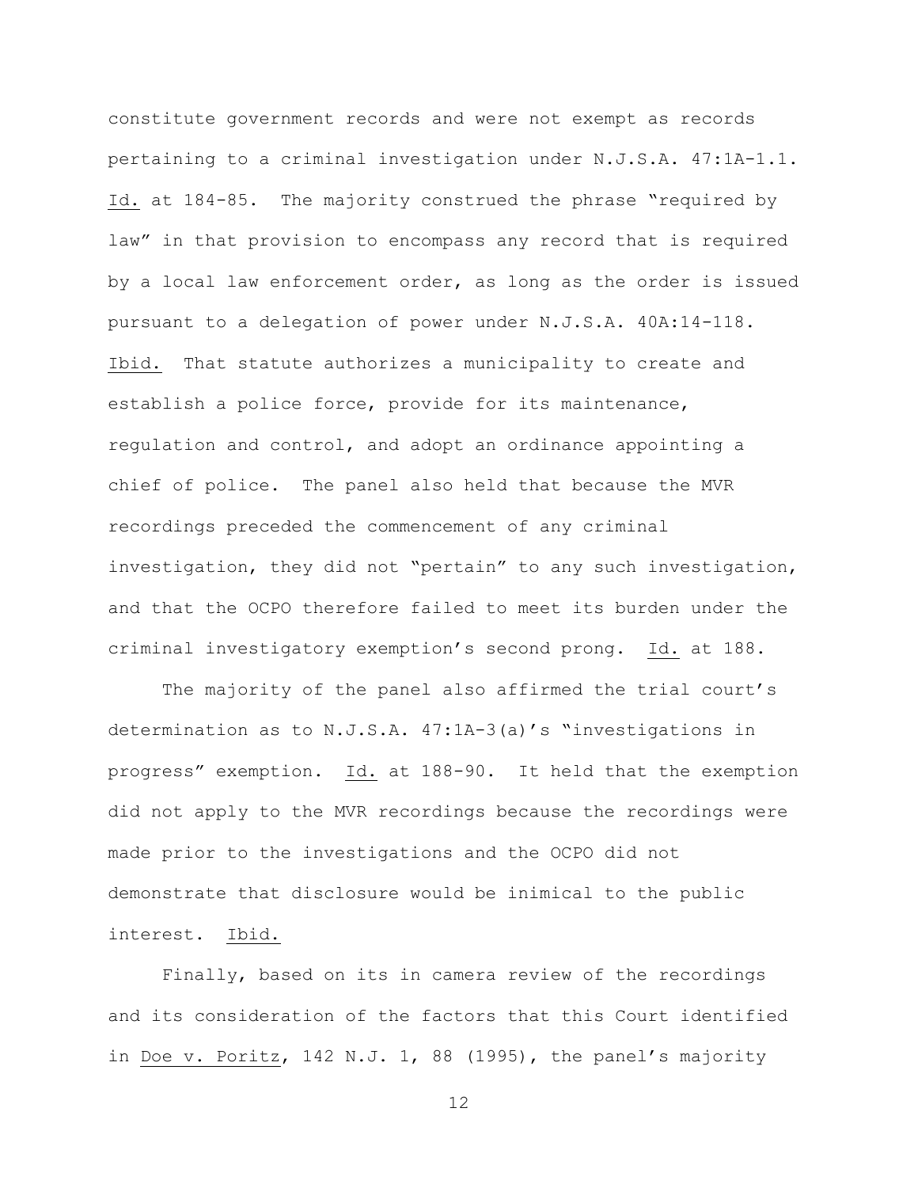constitute government records and were not exempt as records pertaining to a criminal investigation under N.J.S.A. 47:1A-1.1. Id. at 184-85. The majority construed the phrase "required by law" in that provision to encompass any record that is required by a local law enforcement order, as long as the order is issued pursuant to a delegation of power under N.J.S.A. 40A:14-118. Ibid. That statute authorizes a municipality to create and establish a police force, provide for its maintenance, regulation and control, and adopt an ordinance appointing a chief of police. The panel also held that because the MVR recordings preceded the commencement of any criminal investigation, they did not "pertain" to any such investigation, and that the OCPO therefore failed to meet its burden under the criminal investigatory exemption's second prong. Id. at 188.

The majority of the panel also affirmed the trial court's determination as to N.J.S.A. 47:1A-3(a)'s "investigations in progress" exemption. Id. at 188-90. It held that the exemption did not apply to the MVR recordings because the recordings were made prior to the investigations and the OCPO did not demonstrate that disclosure would be inimical to the public interest. Ibid.

Finally, based on its in camera review of the recordings and its consideration of the factors that this Court identified in Doe v. Poritz, 142 N.J. 1, 88 (1995), the panel's majority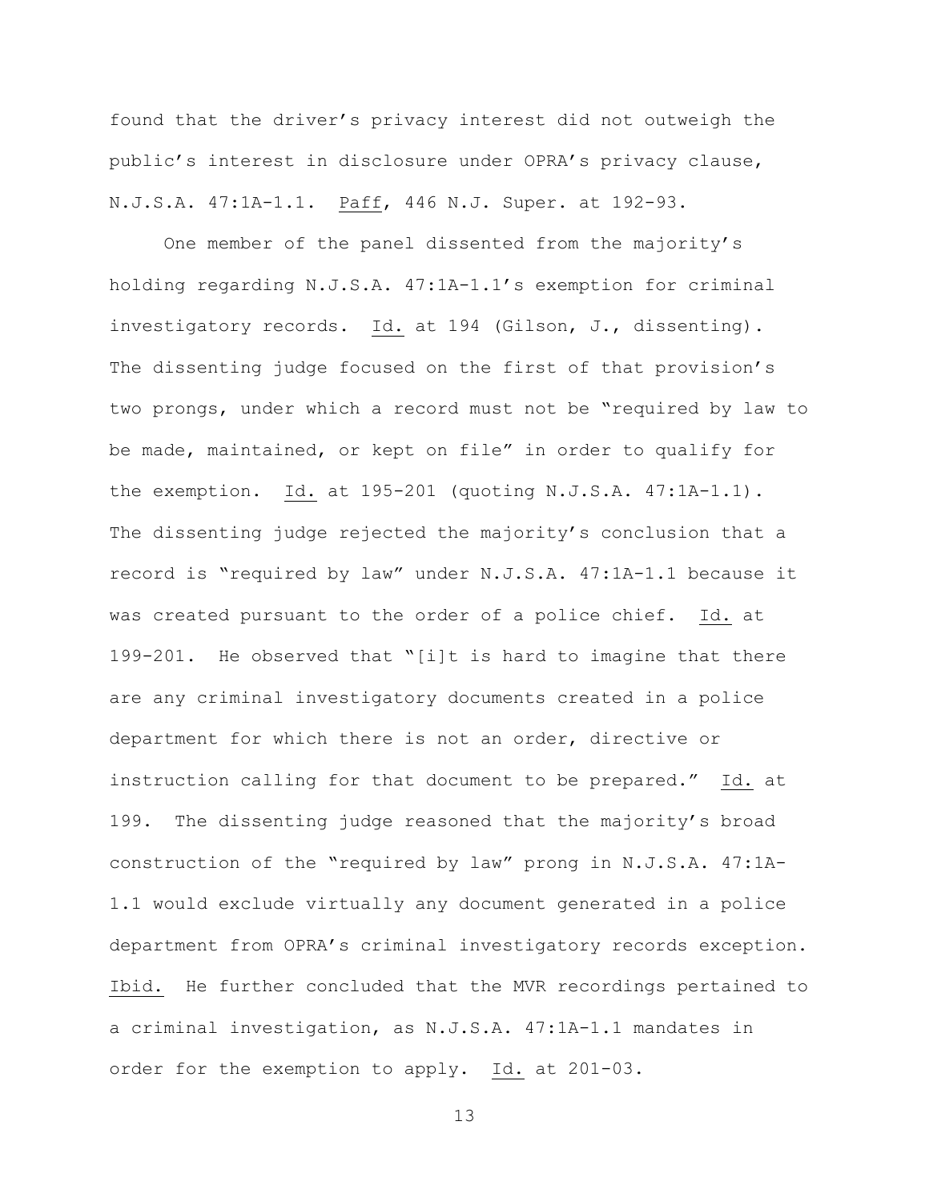found that the driver's privacy interest did not outweigh the public's interest in disclosure under OPRA's privacy clause, N.J.S.A. 47:1A-1.1. Paff, 446 N.J. Super. at 192-93.

One member of the panel dissented from the majority's holding regarding N.J.S.A. 47:1A-1.1's exemption for criminal investigatory records. Id. at 194 (Gilson, J., dissenting). The dissenting judge focused on the first of that provision's two prongs, under which a record must not be "required by law to be made, maintained, or kept on file" in order to qualify for the exemption. Id. at 195-201 (quoting N.J.S.A. 47:1A-1.1). The dissenting judge rejected the majority's conclusion that a record is "required by law" under N.J.S.A. 47:1A-1.1 because it was created pursuant to the order of a police chief. Id. at 199-201. He observed that "[i]t is hard to imagine that there are any criminal investigatory documents created in a police department for which there is not an order, directive or instruction calling for that document to be prepared." Id. at 199. The dissenting judge reasoned that the majority's broad construction of the "required by law" prong in N.J.S.A. 47:1A-1.1 would exclude virtually any document generated in a police department from OPRA's criminal investigatory records exception. Ibid. He further concluded that the MVR recordings pertained to a criminal investigation, as N.J.S.A. 47:1A-1.1 mandates in order for the exemption to apply. Id. at 201-03.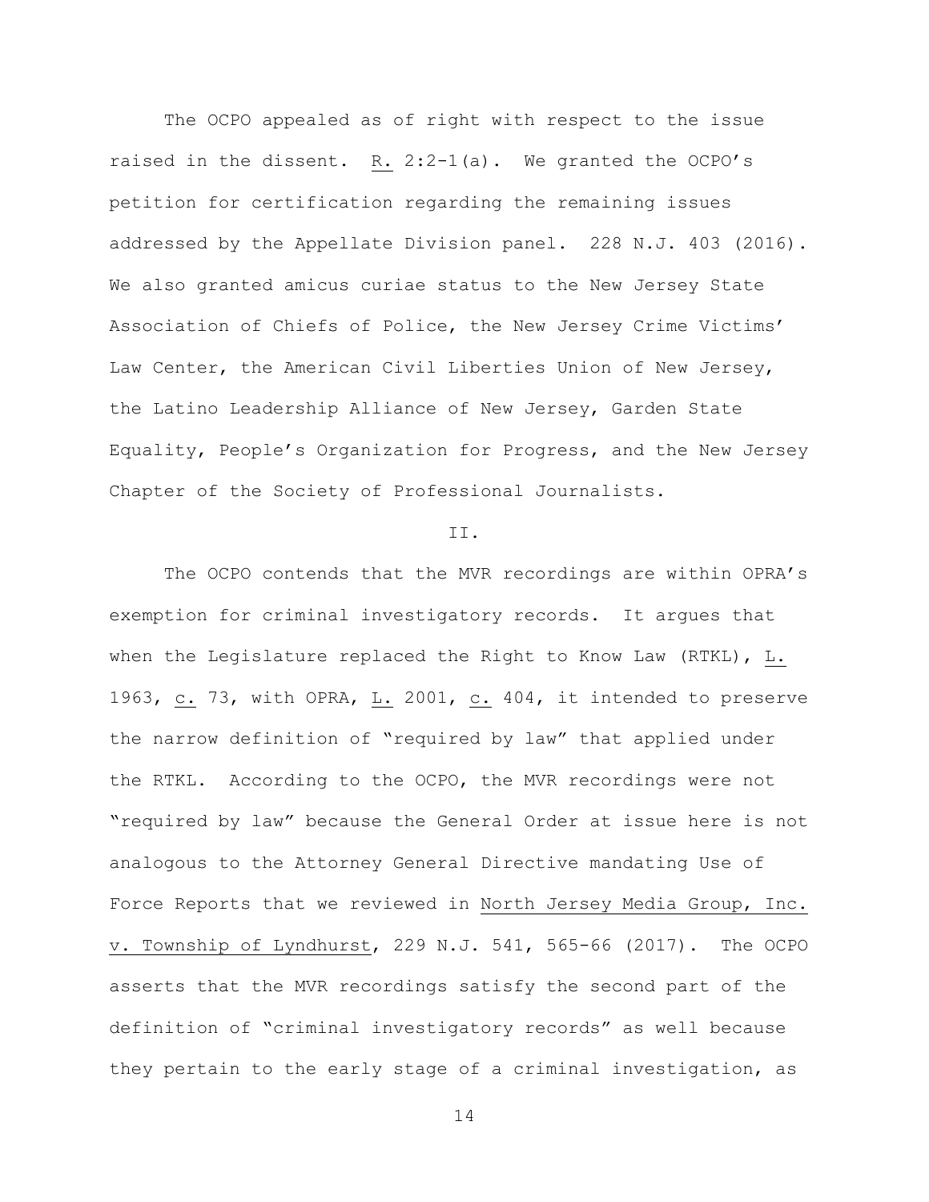The OCPO appealed as of right with respect to the issue raised in the dissent. R. 2:2-1(a). We granted the OCPO's petition for certification regarding the remaining issues addressed by the Appellate Division panel. 228 N.J. 403 (2016). We also granted amicus curiae status to the New Jersey State Association of Chiefs of Police, the New Jersey Crime Victims' Law Center, the American Civil Liberties Union of New Jersey, the Latino Leadership Alliance of New Jersey, Garden State Equality, People's Organization for Progress, and the New Jersey Chapter of the Society of Professional Journalists.

II.

The OCPO contends that the MVR recordings are within OPRA's exemption for criminal investigatory records. It argues that when the Legislature replaced the Right to Know Law (RTKL), L. 1963, c. 73, with OPRA, L. 2001, c. 404, it intended to preserve the narrow definition of "required by law" that applied under the RTKL. According to the OCPO, the MVR recordings were not "required by law" because the General Order at issue here is not analogous to the Attorney General Directive mandating Use of Force Reports that we reviewed in North Jersey Media Group, Inc. v. Township of Lyndhurst, 229 N.J. 541, 565-66 (2017). The OCPO asserts that the MVR recordings satisfy the second part of the definition of "criminal investigatory records" as well because they pertain to the early stage of a criminal investigation, as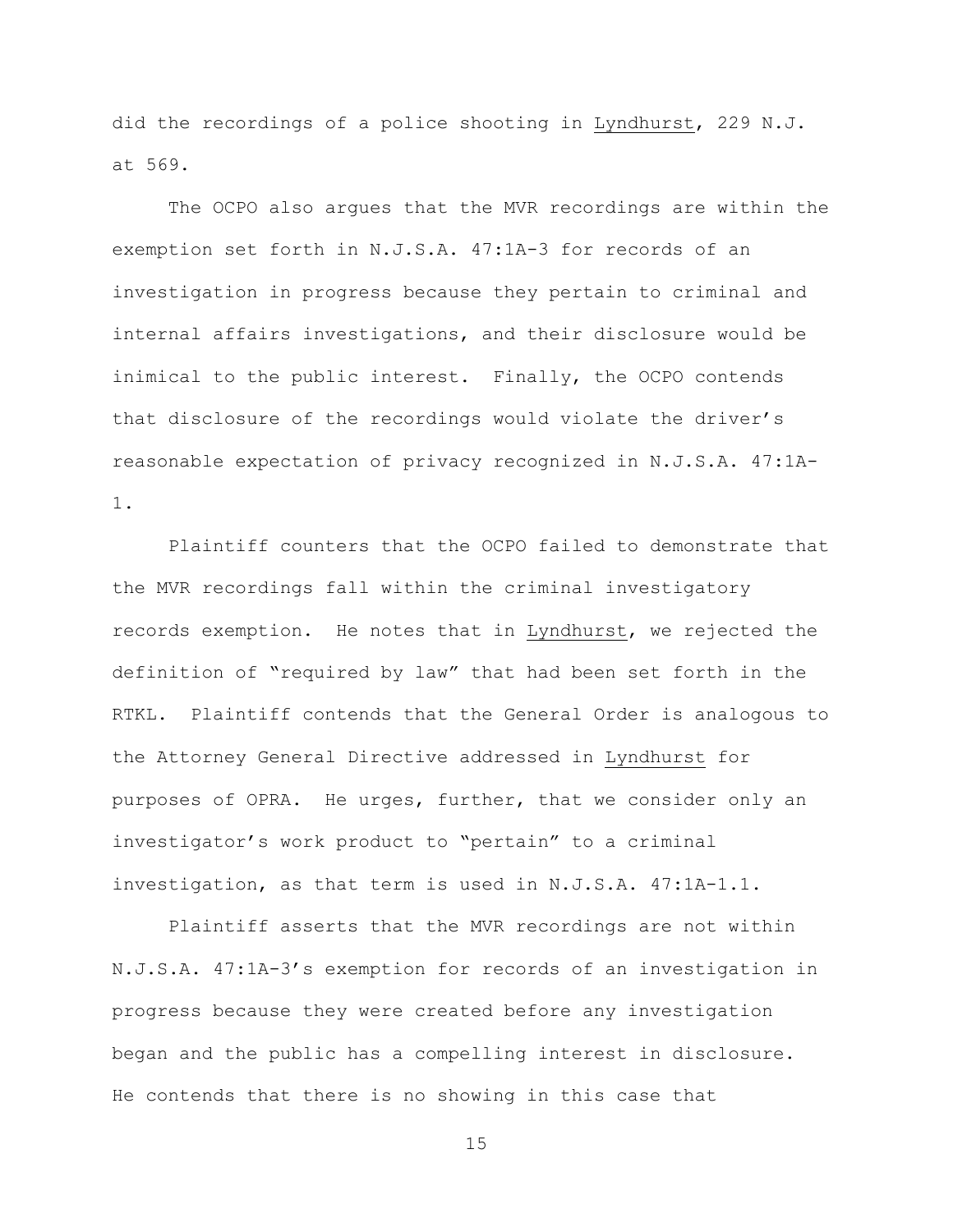did the recordings of a police shooting in Lyndhurst, 229 N.J. at 569.

The OCPO also argues that the MVR recordings are within the exemption set forth in N.J.S.A. 47:1A-3 for records of an investigation in progress because they pertain to criminal and internal affairs investigations, and their disclosure would be inimical to the public interest. Finally, the OCPO contends that disclosure of the recordings would violate the driver's reasonable expectation of privacy recognized in N.J.S.A. 47:1A-1.

Plaintiff counters that the OCPO failed to demonstrate that the MVR recordings fall within the criminal investigatory records exemption. He notes that in Lyndhurst, we rejected the definition of "required by law" that had been set forth in the RTKL. Plaintiff contends that the General Order is analogous to the Attorney General Directive addressed in Lyndhurst for purposes of OPRA. He urges, further, that we consider only an investigator's work product to "pertain" to a criminal investigation, as that term is used in N.J.S.A. 47:1A-1.1.

Plaintiff asserts that the MVR recordings are not within N.J.S.A. 47:1A-3's exemption for records of an investigation in progress because they were created before any investigation began and the public has a compelling interest in disclosure. He contends that there is no showing in this case that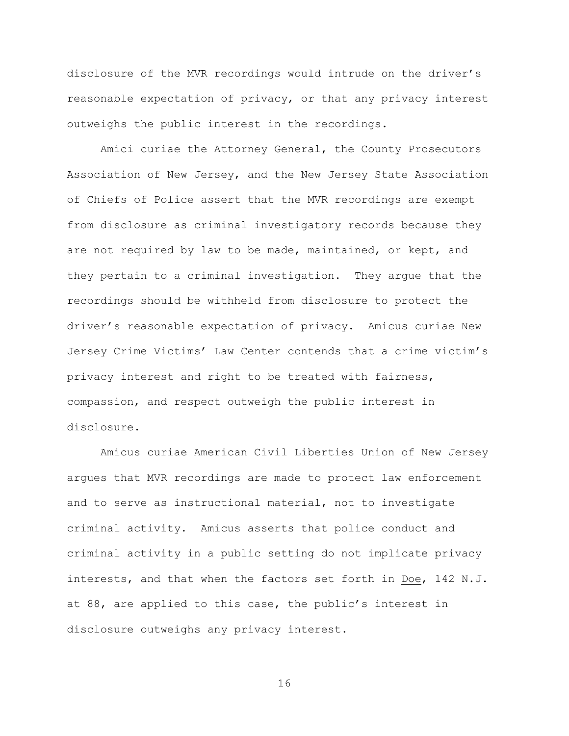disclosure of the MVR recordings would intrude on the driver's reasonable expectation of privacy, or that any privacy interest outweighs the public interest in the recordings.

Amici curiae the Attorney General, the County Prosecutors Association of New Jersey, and the New Jersey State Association of Chiefs of Police assert that the MVR recordings are exempt from disclosure as criminal investigatory records because they are not required by law to be made, maintained, or kept, and they pertain to a criminal investigation. They argue that the recordings should be withheld from disclosure to protect the driver's reasonable expectation of privacy. Amicus curiae New Jersey Crime Victims' Law Center contends that a crime victim's privacy interest and right to be treated with fairness, compassion, and respect outweigh the public interest in disclosure.

Amicus curiae American Civil Liberties Union of New Jersey argues that MVR recordings are made to protect law enforcement and to serve as instructional material, not to investigate criminal activity. Amicus asserts that police conduct and criminal activity in a public setting do not implicate privacy interests, and that when the factors set forth in Doe, 142 N.J. at 88, are applied to this case, the public's interest in disclosure outweighs any privacy interest.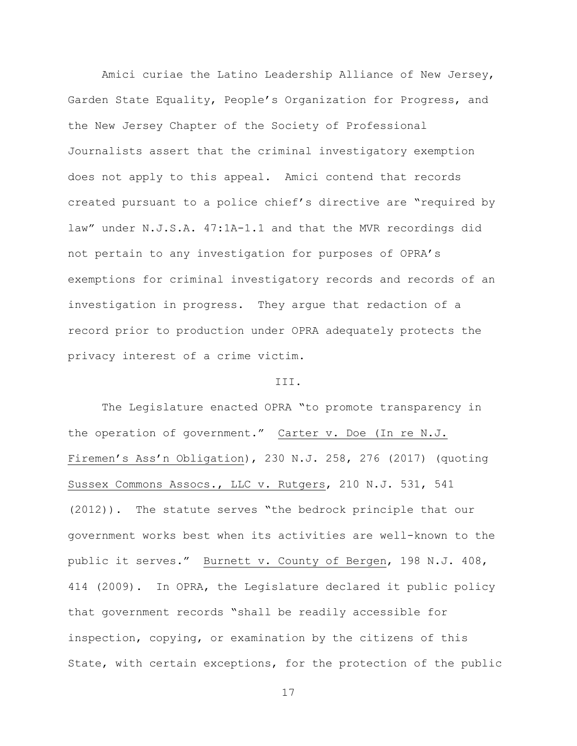Amici curiae the Latino Leadership Alliance of New Jersey, Garden State Equality, People's Organization for Progress, and the New Jersey Chapter of the Society of Professional Journalists assert that the criminal investigatory exemption does not apply to this appeal. Amici contend that records created pursuant to a police chief's directive are "required by law" under N.J.S.A. 47:1A-1.1 and that the MVR recordings did not pertain to any investigation for purposes of OPRA's exemptions for criminal investigatory records and records of an investigation in progress. They argue that redaction of a record prior to production under OPRA adequately protects the privacy interest of a crime victim.

III.

The Legislature enacted OPRA "to promote transparency in the operation of government." Carter v. Doe (In re N.J. Firemen's Ass'n Obligation), 230 N.J. 258, 276 (2017) (quoting Sussex Commons Assocs., LLC v. Rutgers, 210 N.J. 531, 541 (2012)). The statute serves "the bedrock principle that our government works best when its activities are well-known to the public it serves." Burnett v. County of Bergen, 198 N.J. 408, 414 (2009). In OPRA, the Legislature declared it public policy that government records "shall be readily accessible for inspection, copying, or examination by the citizens of this State, with certain exceptions, for the protection of the public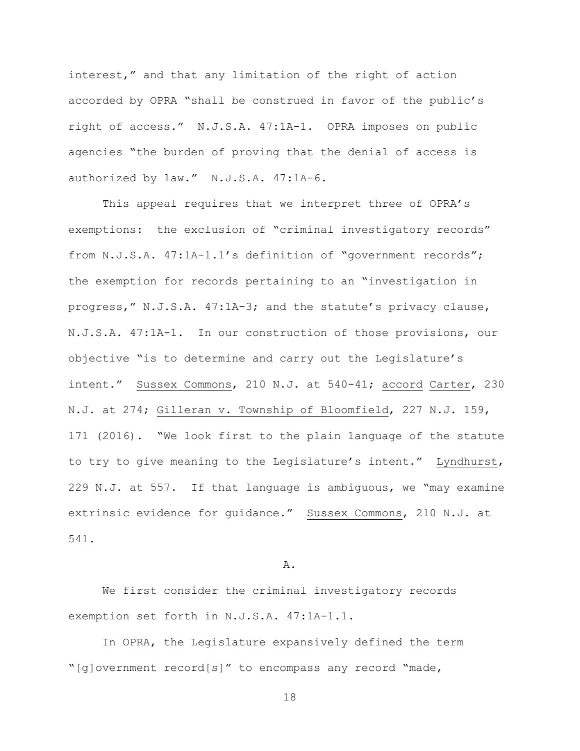interest," and that any limitation of the right of action accorded by OPRA "shall be construed in favor of the public's right of access." N.J.S.A. 47:1A-1. OPRA imposes on public agencies "the burden of proving that the denial of access is authorized by law." N.J.S.A. 47:1A-6.

This appeal requires that we interpret three of OPRA's exemptions: the exclusion of "criminal investigatory records" from N.J.S.A. 47:1A-1.1's definition of "government records"; the exemption for records pertaining to an "investigation in progress," N.J.S.A. 47:1A-3; and the statute's privacy clause, N.J.S.A. 47:1A-1. In our construction of those provisions, our objective "is to determine and carry out the Legislature's intent." Sussex Commons, 210 N.J. at 540-41; accord Carter, 230 N.J. at 274; Gilleran v. Township of Bloomfield, 227 N.J. 159, 171 (2016). "We look first to the plain language of the statute to try to give meaning to the Legislature's intent." Lyndhurst, 229 N.J. at 557. If that language is ambiguous, we "may examine extrinsic evidence for guidance." Sussex Commons, 210 N.J. at 541.

### A.

We first consider the criminal investigatory records exemption set forth in N.J.S.A. 47:1A-1.1.

In OPRA, the Legislature expansively defined the term "[g]overnment record[s]" to encompass any record "made,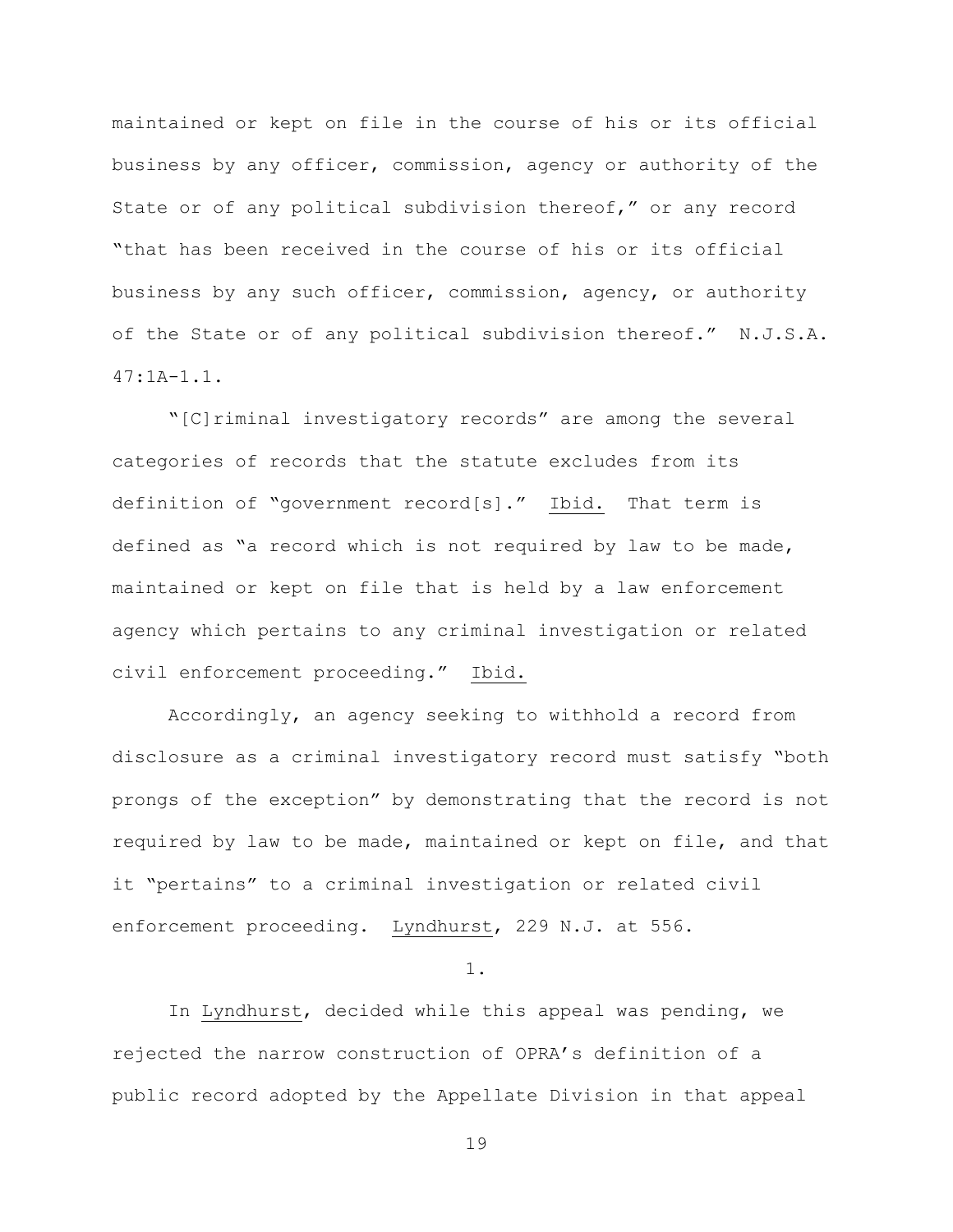maintained or kept on file in the course of his or its official business by any officer, commission, agency or authority of the State or of any political subdivision thereof," or any record "that has been received in the course of his or its official business by any such officer, commission, agency, or authority of the State or of any political subdivision thereof." N.J.S.A. 47:1A-1.1.

"[C]riminal investigatory records" are among the several categories of records that the statute excludes from its definition of "government record[s]." Ibid. That term is defined as "a record which is not required by law to be made, maintained or kept on file that is held by a law enforcement agency which pertains to any criminal investigation or related civil enforcement proceeding." Ibid.

Accordingly, an agency seeking to withhold a record from disclosure as a criminal investigatory record must satisfy "both prongs of the exception" by demonstrating that the record is not required by law to be made, maintained or kept on file, and that it "pertains" to a criminal investigation or related civil enforcement proceeding. Lyndhurst, 229 N.J. at 556.

1.

In Lyndhurst, decided while this appeal was pending, we rejected the narrow construction of OPRA's definition of a public record adopted by the Appellate Division in that appeal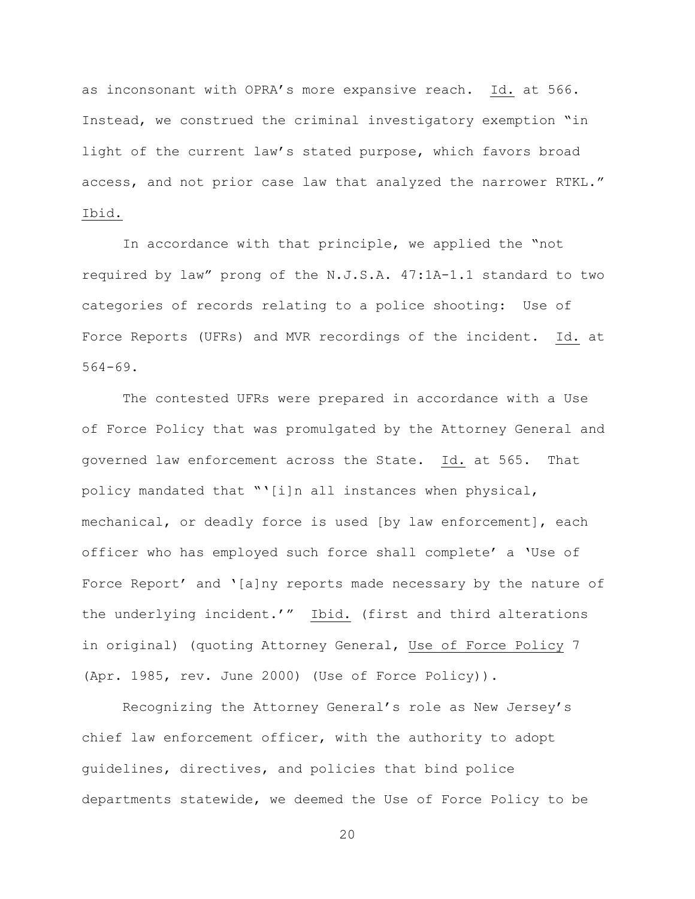as inconsonant with OPRA's more expansive reach. Id. at 566. Instead, we construed the criminal investigatory exemption "in light of the current law's stated purpose, which favors broad access, and not prior case law that analyzed the narrower RTKL." Ibid.

In accordance with that principle, we applied the "not required by law" prong of the N.J.S.A. 47:1A-1.1 standard to two categories of records relating to a police shooting: Use of Force Reports (UFRs) and MVR recordings of the incident. Id. at 564-69.

The contested UFRs were prepared in accordance with a Use of Force Policy that was promulgated by the Attorney General and governed law enforcement across the State. Id. at 565. That policy mandated that "'[i]n all instances when physical, mechanical, or deadly force is used [by law enforcement], each officer who has employed such force shall complete' a 'Use of Force Report' and '[a]ny reports made necessary by the nature of the underlying incident.'" Ibid. (first and third alterations in original) (quoting Attorney General, Use of Force Policy 7 (Apr. 1985, rev. June 2000) (Use of Force Policy)).

Recognizing the Attorney General's role as New Jersey's chief law enforcement officer, with the authority to adopt guidelines, directives, and policies that bind police departments statewide, we deemed the Use of Force Policy to be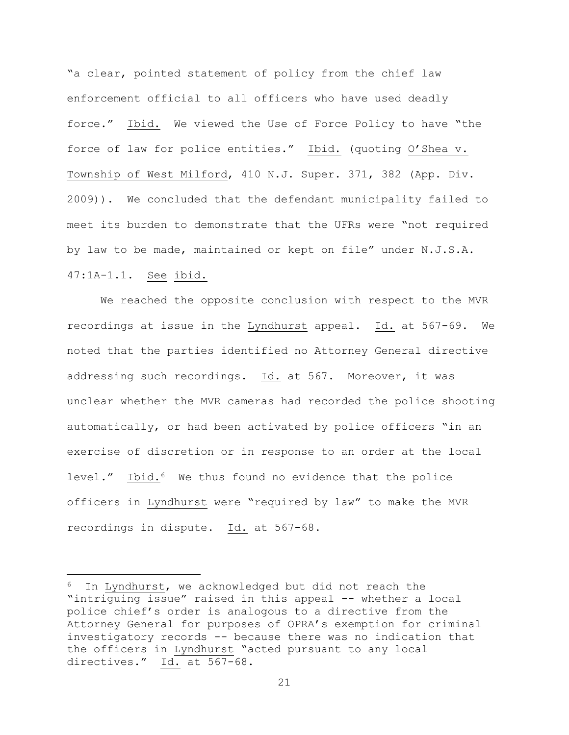"a clear, pointed statement of policy from the chief law enforcement official to all officers who have used deadly force." Ibid. We viewed the Use of Force Policy to have "the force of law for police entities." Ibid. (quoting O'Shea v. Township of West Milford, 410 N.J. Super. 371, 382 (App. Div. 2009)). We concluded that the defendant municipality failed to meet its burden to demonstrate that the UFRs were "not required by law to be made, maintained or kept on file" under N.J.S.A. 47:1A-1.1. See ibid.

We reached the opposite conclusion with respect to the MVR recordings at issue in the Lyndhurst appeal. Id. at 567-69. We noted that the parties identified no Attorney General directive addressing such recordings. Id. at 567. Moreover, it was unclear whether the MVR cameras had recorded the police shooting automatically, or had been activated by police officers "in an exercise of discretion or in response to an order at the local level." Ibid.[6] We thus found no evidence that the police officers in Lyndhurst were "required by law" to make the MVR recordings in dispute. Id. at 567-68.

---

[6] In Lyndhurst, we acknowledged but did not reach the "intriguing issue" raised in this appeal -- whether a local police chief's order is analogous to a directive from the Attorney General for purposes of OPRA's exemption for criminal investigatory records -- because there was no indication that the officers in Lyndhurst "acted pursuant to any local directives." Id. at 567-68.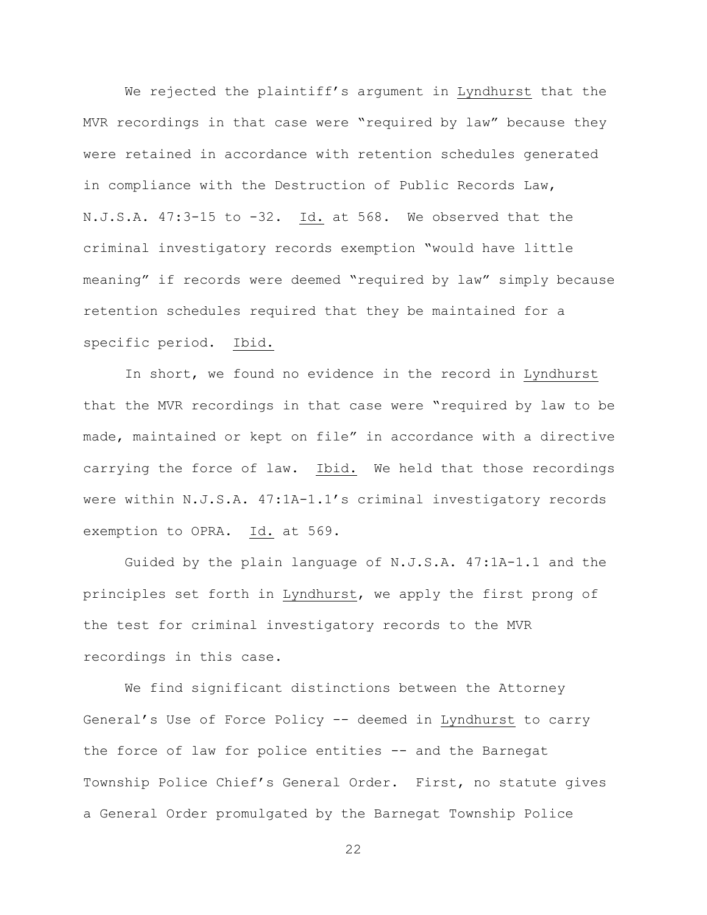We rejected the plaintiff's argument in Lyndhurst that the MVR recordings in that case were "required by law" because they were retained in accordance with retention schedules generated in compliance with the Destruction of Public Records Law, N.J.S.A. 47:3-15 to -32. Id. at 568. We observed that the criminal investigatory records exemption "would have little meaning" if records were deemed "required by law" simply because retention schedules required that they be maintained for a specific period. Ibid.

In short, we found no evidence in the record in Lyndhurst that the MVR recordings in that case were "required by law to be made, maintained or kept on file" in accordance with a directive carrying the force of law. Ibid. We held that those recordings were within N.J.S.A. 47:1A-1.1's criminal investigatory records exemption to OPRA. Id. at 569.

Guided by the plain language of N.J.S.A. 47:1A-1.1 and the principles set forth in Lyndhurst, we apply the first prong of the test for criminal investigatory records to the MVR recordings in this case.

We find significant distinctions between the Attorney General's Use of Force Policy -- deemed in Lyndhurst to carry the force of law for police entities -- and the Barnegat Township Police Chief's General Order. First, no statute gives a General Order promulgated by the Barnegat Township Police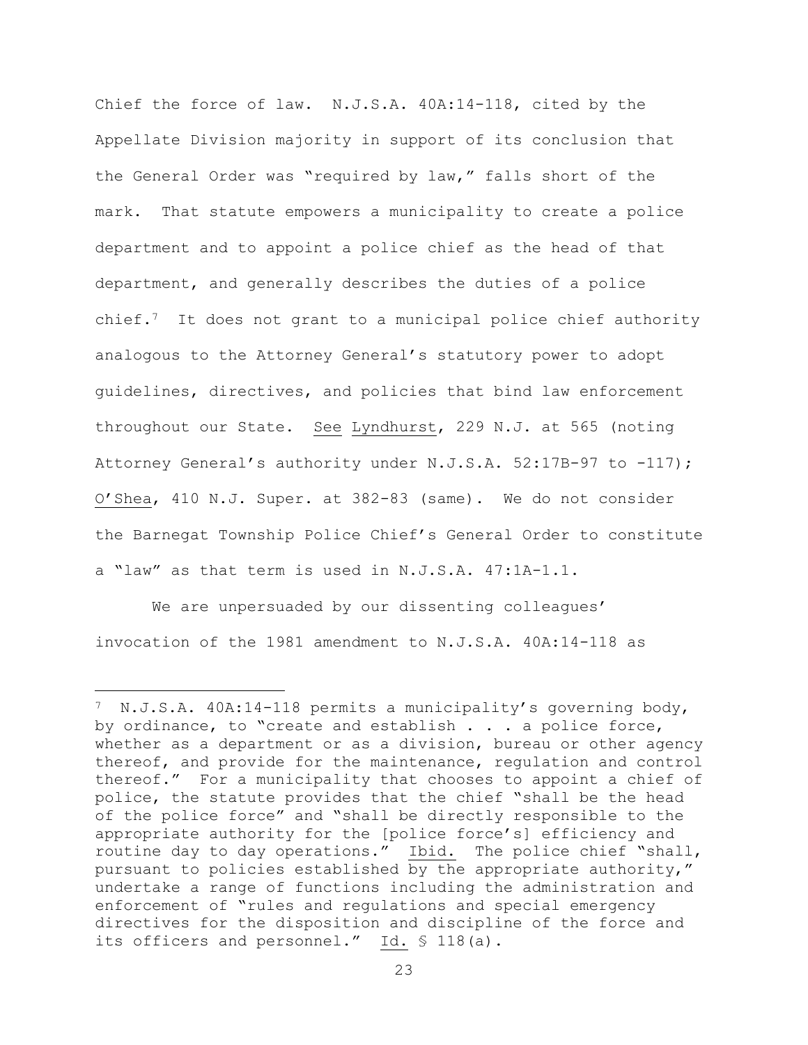Chief the force of law. N.J.S.A. 40A:14-118, cited by the Appellate Division majority in support of its conclusion that the General Order was "required by law," falls short of the mark. That statute empowers a municipality to create a police department and to appoint a police chief as the head of that department, and generally describes the duties of a police chief.[7] It does not grant to a municipal police chief authority analogous to the Attorney General's statutory power to adopt guidelines, directives, and policies that bind law enforcement throughout our State. See Lyndhurst, 229 N.J. at 565 (noting Attorney General's authority under N.J.S.A. 52:17B-97 to -117); O'Shea, 410 N.J. Super. at 382-83 (same). We do not consider the Barnegat Township Police Chief's General Order to constitute a "law" as that term is used in N.J.S.A. 47:1A-1.1.

We are unpersuaded by our dissenting colleagues' invocation of the 1981 amendment to N.J.S.A. 40A:14-118 as

---

[7] N.J.S.A. 40A:14-118 permits a municipality's governing body, by ordinance, to "create and establish . . . a police force, whether as a department or as a division, bureau or other agency thereof, and provide for the maintenance, regulation and control thereof." For a municipality that chooses to appoint a chief of police, the statute provides that the chief "shall be the head of the police force" and "shall be directly responsible to the appropriate authority for the [police force's] efficiency and routine day to day operations." Ibid. The police chief "shall, pursuant to policies established by the appropriate authority," undertake a range of functions including the administration and enforcement of "rules and regulations and special emergency directives for the disposition and discipline of the force and its officers and personnel." Id. § 118(a).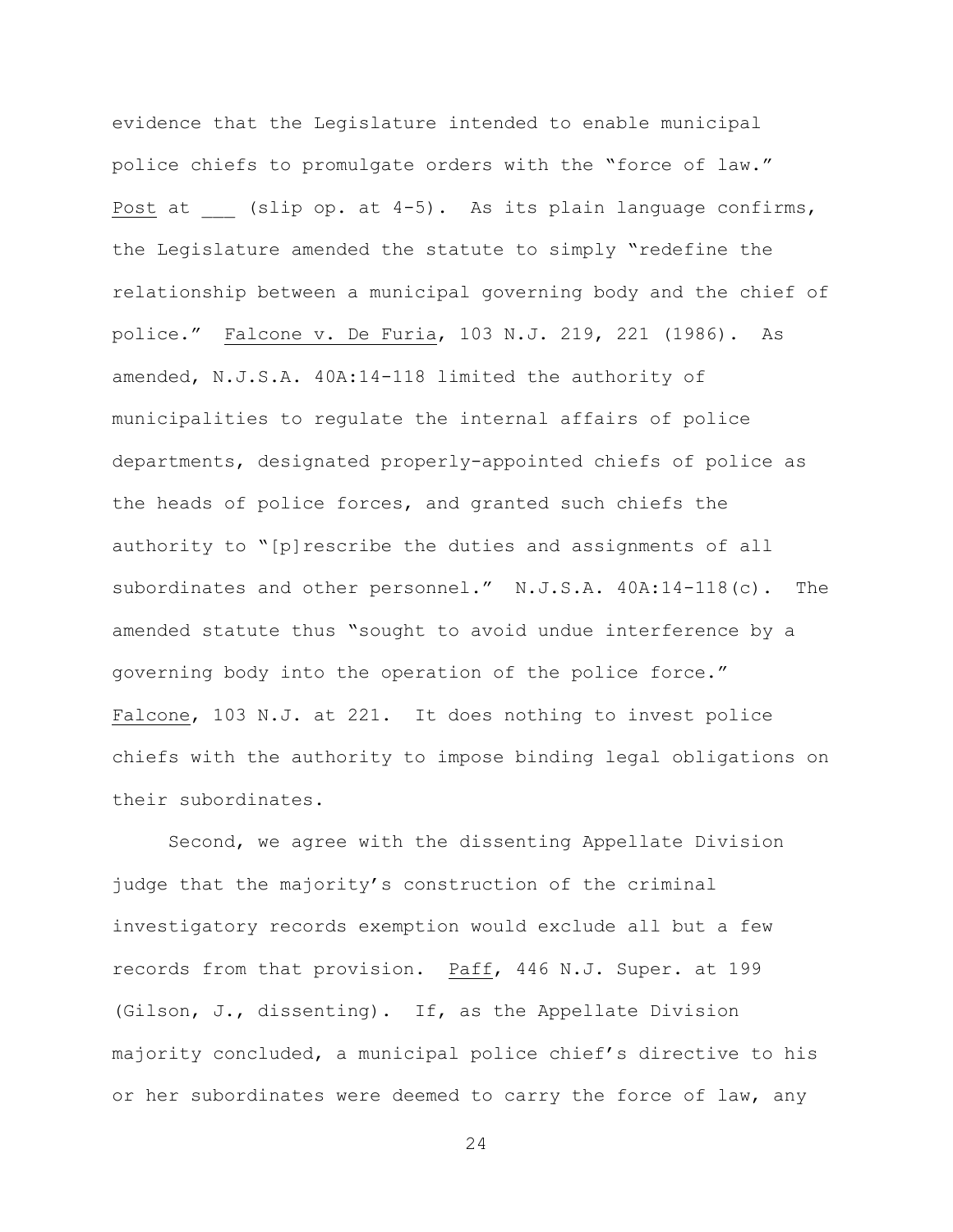evidence that the Legislature intended to enable municipal police chiefs to promulgate orders with the "force of law." Post at ___ (slip op. at 4-5). As its plain language confirms, the Legislature amended the statute to simply "redefine the relationship between a municipal governing body and the chief of police." Falcone v. De Furia, 103 N.J. 219, 221 (1986). As amended, N.J.S.A. 40A:14-118 limited the authority of municipalities to regulate the internal affairs of police departments, designated properly-appointed chiefs of police as the heads of police forces, and granted such chiefs the authority to "[p]rescribe the duties and assignments of all subordinates and other personnel." N.J.S.A. 40A:14-118(c). The amended statute thus "sought to avoid undue interference by a governing body into the operation of the police force." Falcone, 103 N.J. at 221. It does nothing to invest police chiefs with the authority to impose binding legal obligations on their subordinates.

Second, we agree with the dissenting Appellate Division judge that the majority's construction of the criminal investigatory records exemption would exclude all but a few records from that provision. Paff, 446 N.J. Super. at 199 (Gilson, J., dissenting). If, as the Appellate Division majority concluded, a municipal police chief's directive to his or her subordinates were deemed to carry the force of law, any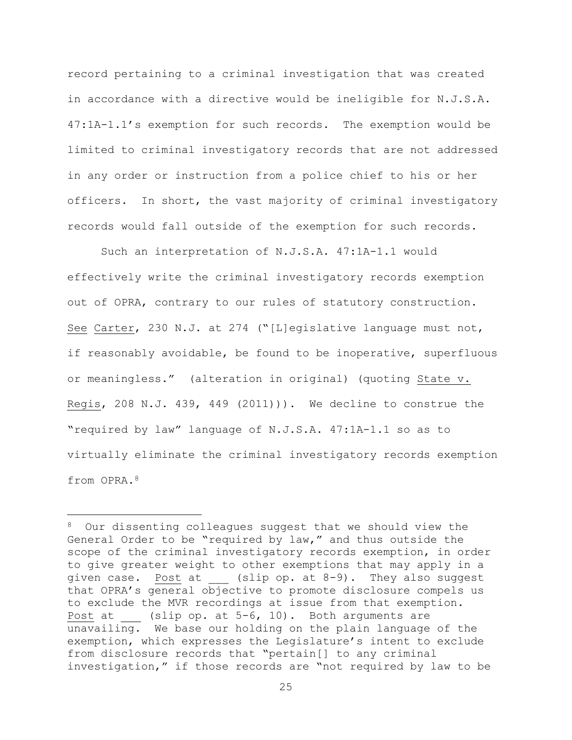record pertaining to a criminal investigation that was created in accordance with a directive would be ineligible for N.J.S.A. 47:1A-1.1's exemption for such records. The exemption would be limited to criminal investigatory records that are not addressed in any order or instruction from a police chief to his or her officers. In short, the vast majority of criminal investigatory records would fall outside of the exemption for such records.

Such an interpretation of N.J.S.A. 47:1A-1.1 would effectively write the criminal investigatory records exemption out of OPRA, contrary to our rules of statutory construction. See Carter, 230 N.J. at 274 ("[L]egislative language must not, if reasonably avoidable, be found to be inoperative, superfluous or meaningless." (alteration in original) (quoting State v. Regis, 208 N.J. 439, 449 (2011))). We decline to construe the "required by law" language of N.J.S.A. 47:1A-1.1 so as to virtually eliminate the criminal investigatory records exemption from OPRA.[8]

---

[8] Our dissenting colleagues suggest that we should view the General Order to be "required by law," and thus outside the scope of the criminal investigatory records exemption, in order to give greater weight to other exemptions that may apply in a given case. Post at ___ (slip op. at 8-9). They also suggest that OPRA's general objective to promote disclosure compels us to exclude the MVR recordings at issue from that exemption. Post at ___ (slip op. at 5-6, 10). Both arguments are unavailing. We base our holding on the plain language of the exemption, which expresses the Legislature's intent to exclude from disclosure records that "pertain[] to any criminal investigation," if those records are "not required by law to be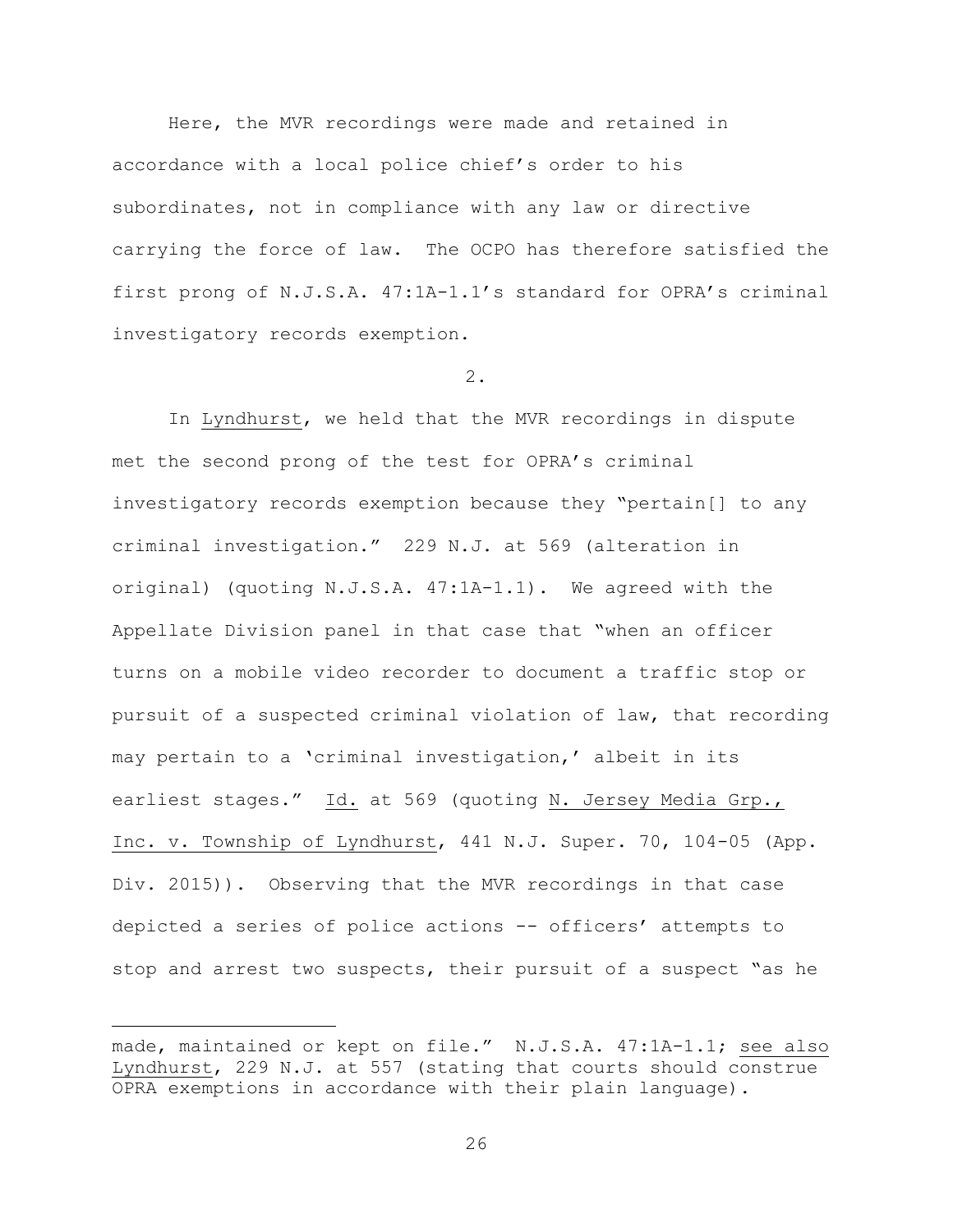Here, the MVR recordings were made and retained in accordance with a local police chief's order to his subordinates, not in compliance with any law or directive carrying the force of law. The OCPO has therefore satisfied the first prong of N.J.S.A. 47:1A-1.1's standard for OPRA's criminal investigatory records exemption.

2.

In Lyndhurst, we held that the MVR recordings in dispute met the second prong of the test for OPRA's criminal investigatory records exemption because they "pertain[] to any criminal investigation." 229 N.J. at 569 (alteration in original) (quoting N.J.S.A. 47:1A-1.1). We agreed with the Appellate Division panel in that case that "when an officer turns on a mobile video recorder to document a traffic stop or pursuit of a suspected criminal violation of law, that recording may pertain to a 'criminal investigation,' albeit in its earliest stages." Id. at 569 (quoting N. Jersey Media Grp., Inc. v. Township of Lyndhurst, 441 N.J. Super. 70, 104-05 (App. Div. 2015)). Observing that the MVR recordings in that case depicted a series of police actions -- officers' attempts to stop and arrest two suspects, their pursuit of a suspect "as he

---

made, maintained or kept on file." N.J.S.A. 47:1A-1.1; see also Lyndhurst, 229 N.J. at 557 (stating that courts should construe OPRA exemptions in accordance with their plain language).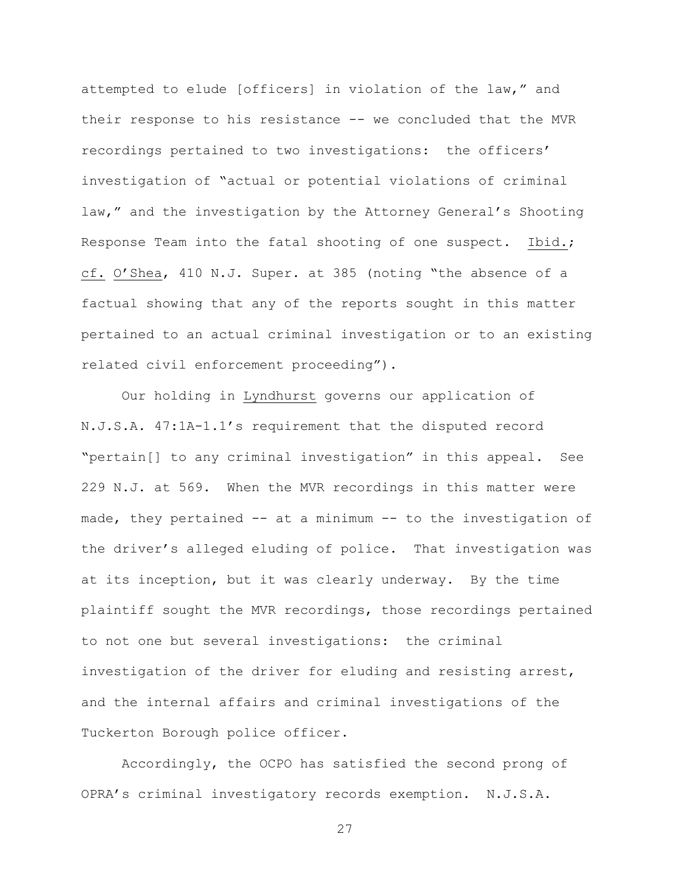attempted to elude [officers] in violation of the law," and their response to his resistance -- we concluded that the MVR recordings pertained to two investigations: the officers' investigation of "actual or potential violations of criminal law," and the investigation by the Attorney General's Shooting Response Team into the fatal shooting of one suspect. Ibid.; cf. O'Shea, 410 N.J. Super. at 385 (noting "the absence of a factual showing that any of the reports sought in this matter pertained to an actual criminal investigation or to an existing related civil enforcement proceeding").

Our holding in Lyndhurst governs our application of N.J.S.A. 47:1A-1.1's requirement that the disputed record "pertain[] to any criminal investigation" in this appeal. See 229 N.J. at 569. When the MVR recordings in this matter were made, they pertained -- at a minimum -- to the investigation of the driver's alleged eluding of police. That investigation was at its inception, but it was clearly underway. By the time plaintiff sought the MVR recordings, those recordings pertained to not one but several investigations: the criminal investigation of the driver for eluding and resisting arrest, and the internal affairs and criminal investigations of the Tuckerton Borough police officer.

Accordingly, the OCPO has satisfied the second prong of OPRA's criminal investigatory records exemption. N.J.S.A.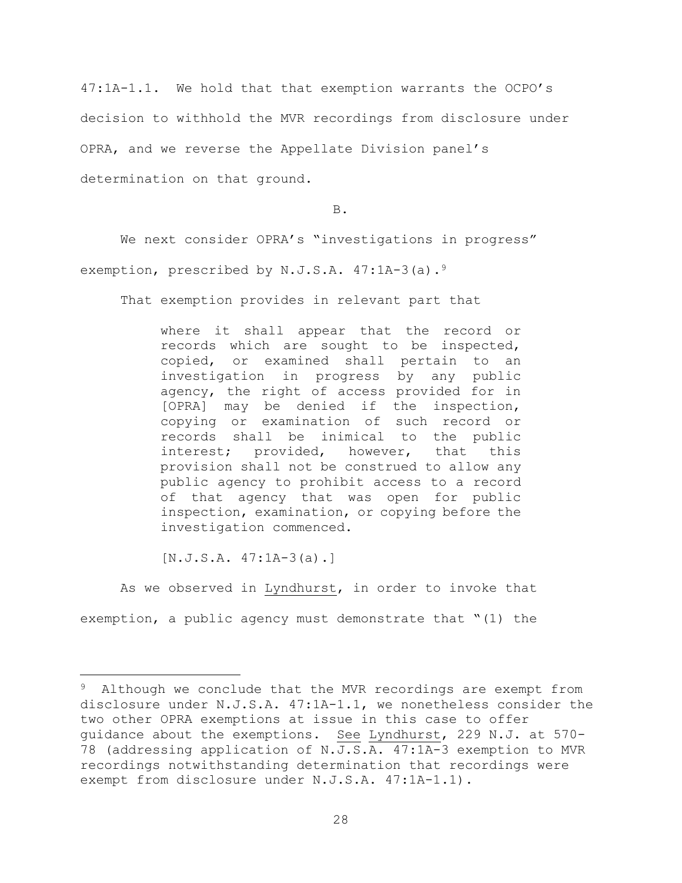47:1A-1.1. We hold that that exemption warrants the OCPO's decision to withhold the MVR recordings from disclosure under OPRA, and we reverse the Appellate Division panel's determination on that ground.

B.

We next consider OPRA's "investigations in progress" exemption, prescribed by N.J.S.A. 47:1A-3(a).[9]

That exemption provides in relevant part that

> where it shall appear that the record or records which are sought to be inspected, copied, or examined shall pertain to an investigation in progress by any public agency, the right of access provided for in [OPRA] may be denied if the inspection, copying or examination of such record or records shall be inimical to the public interest; provided, however, that this provision shall not be construed to allow any public agency to prohibit access to a record of that agency that was open for public inspection, examination, or copying before the investigation commenced.
>
> [N.J.S.A. 47:1A-3(a).]

As we observed in Lyndhurst, in order to invoke that exemption, a public agency must demonstrate that "(1) the

---

[9] Although we conclude that the MVR recordings are exempt from disclosure under N.J.S.A. 47:1A-1.1, we nonetheless consider the two other OPRA exemptions at issue in this case to offer guidance about the exemptions. See Lyndhurst, 229 N.J. at 570-78 (addressing application of N.J.S.A. 47:1A-3 exemption to MVR recordings notwithstanding determination that recordings were exempt from disclosure under N.J.S.A. 47:1A-1.1).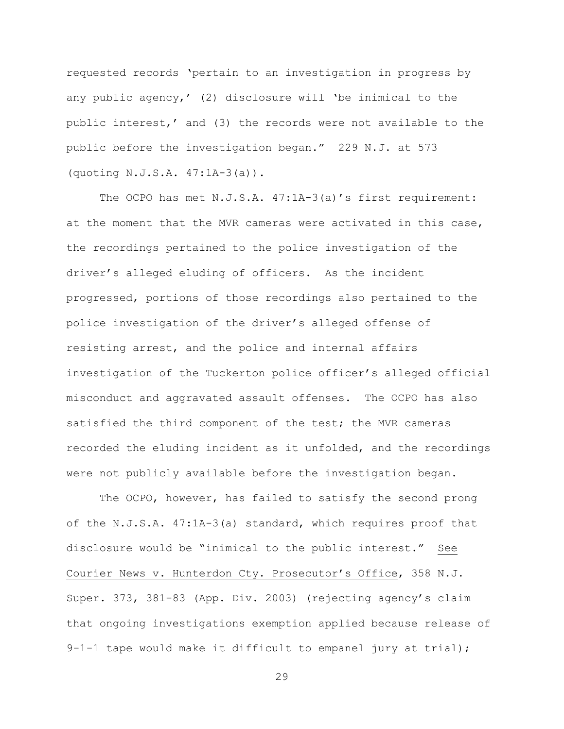requested records 'pertain to an investigation in progress by any public agency,' (2) disclosure will 'be inimical to the public interest,' and (3) the records were not available to the public before the investigation began." 229 N.J. at 573 (quoting N.J.S.A. 47:1A-3(a)).

The OCPO has met N.J.S.A. 47:1A-3(a)'s first requirement: at the moment that the MVR cameras were activated in this case, the recordings pertained to the police investigation of the driver's alleged eluding of officers. As the incident progressed, portions of those recordings also pertained to the police investigation of the driver's alleged offense of resisting arrest, and the police and internal affairs investigation of the Tuckerton police officer's alleged official misconduct and aggravated assault offenses. The OCPO has also satisfied the third component of the test; the MVR cameras recorded the eluding incident as it unfolded, and the recordings were not publicly available before the investigation began.

The OCPO, however, has failed to satisfy the second prong of the N.J.S.A. 47:1A-3(a) standard, which requires proof that disclosure would be "inimical to the public interest." See Courier News v. Hunterdon Cty. Prosecutor's Office, 358 N.J. Super. 373, 381-83 (App. Div. 2003) (rejecting agency's claim that ongoing investigations exemption applied because release of 9-1-1 tape would make it difficult to empanel jury at trial);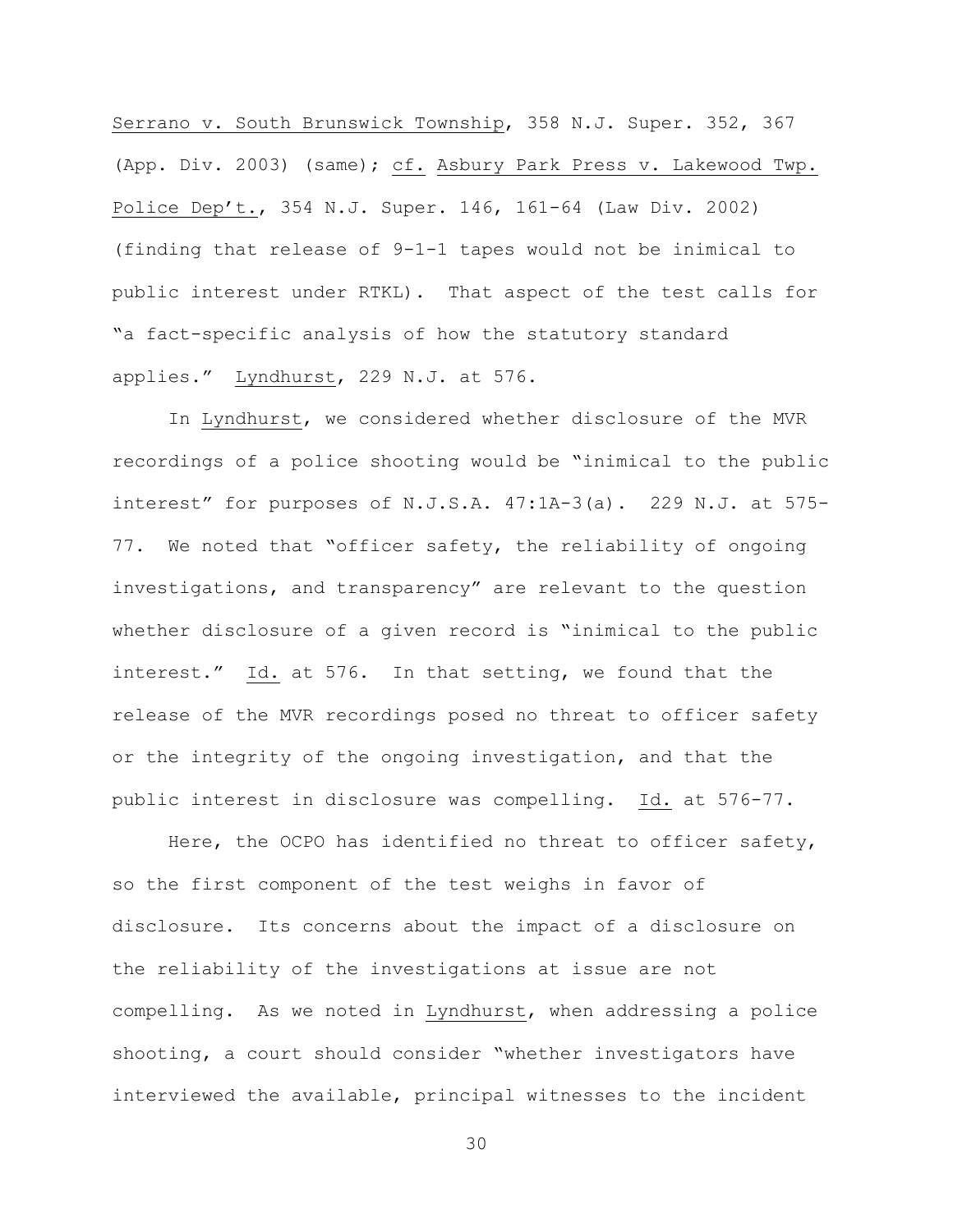Serrano v. South Brunswick Township, 358 N.J. Super. 352, 367 (App. Div. 2003) (same); cf. Asbury Park Press v. Lakewood Twp. Police Dep't., 354 N.J. Super. 146, 161-64 (Law Div. 2002) (finding that release of 9-1-1 tapes would not be inimical to public interest under RTKL). That aspect of the test calls for "a fact-specific analysis of how the statutory standard applies." Lyndhurst, 229 N.J. at 576.

In Lyndhurst, we considered whether disclosure of the MVR recordings of a police shooting would be "inimical to the public interest" for purposes of N.J.S.A. 47:1A-3(a). 229 N.J. at 575-77. We noted that "officer safety, the reliability of ongoing investigations, and transparency" are relevant to the question whether disclosure of a given record is "inimical to the public interest." Id. at 576. In that setting, we found that the release of the MVR recordings posed no threat to officer safety or the integrity of the ongoing investigation, and that the public interest in disclosure was compelling. Id. at 576-77.

Here, the OCPO has identified no threat to officer safety, so the first component of the test weighs in favor of disclosure. Its concerns about the impact of a disclosure on the reliability of the investigations at issue are not compelling. As we noted in Lyndhurst, when addressing a police shooting, a court should consider "whether investigators have interviewed the available, principal witnesses to the incident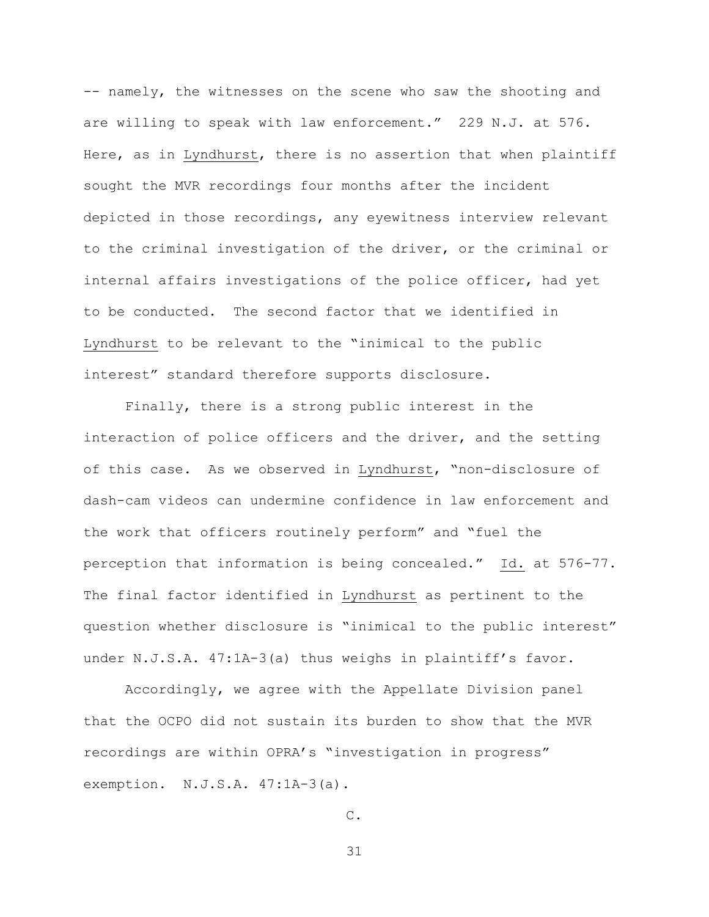-- namely, the witnesses on the scene who saw the shooting and are willing to speak with law enforcement." 229 N.J. at 576. Here, as in Lyndhurst, there is no assertion that when plaintiff sought the MVR recordings four months after the incident depicted in those recordings, any eyewitness interview relevant to the criminal investigation of the driver, or the criminal or internal affairs investigations of the police officer, had yet to be conducted. The second factor that we identified in Lyndhurst to be relevant to the "inimical to the public interest" standard therefore supports disclosure.

Finally, there is a strong public interest in the interaction of police officers and the driver, and the setting of this case. As we observed in Lyndhurst, "non-disclosure of dash-cam videos can undermine confidence in law enforcement and the work that officers routinely perform" and "fuel the perception that information is being concealed." Id. at 576-77. The final factor identified in Lyndhurst as pertinent to the question whether disclosure is "inimical to the public interest" under N.J.S.A. 47:1A-3(a) thus weighs in plaintiff's favor.

Accordingly, we agree with the Appellate Division panel that the OCPO did not sustain its burden to show that the MVR recordings are within OPRA's "investigation in progress" exemption. N.J.S.A. 47:1A-3(a).

C.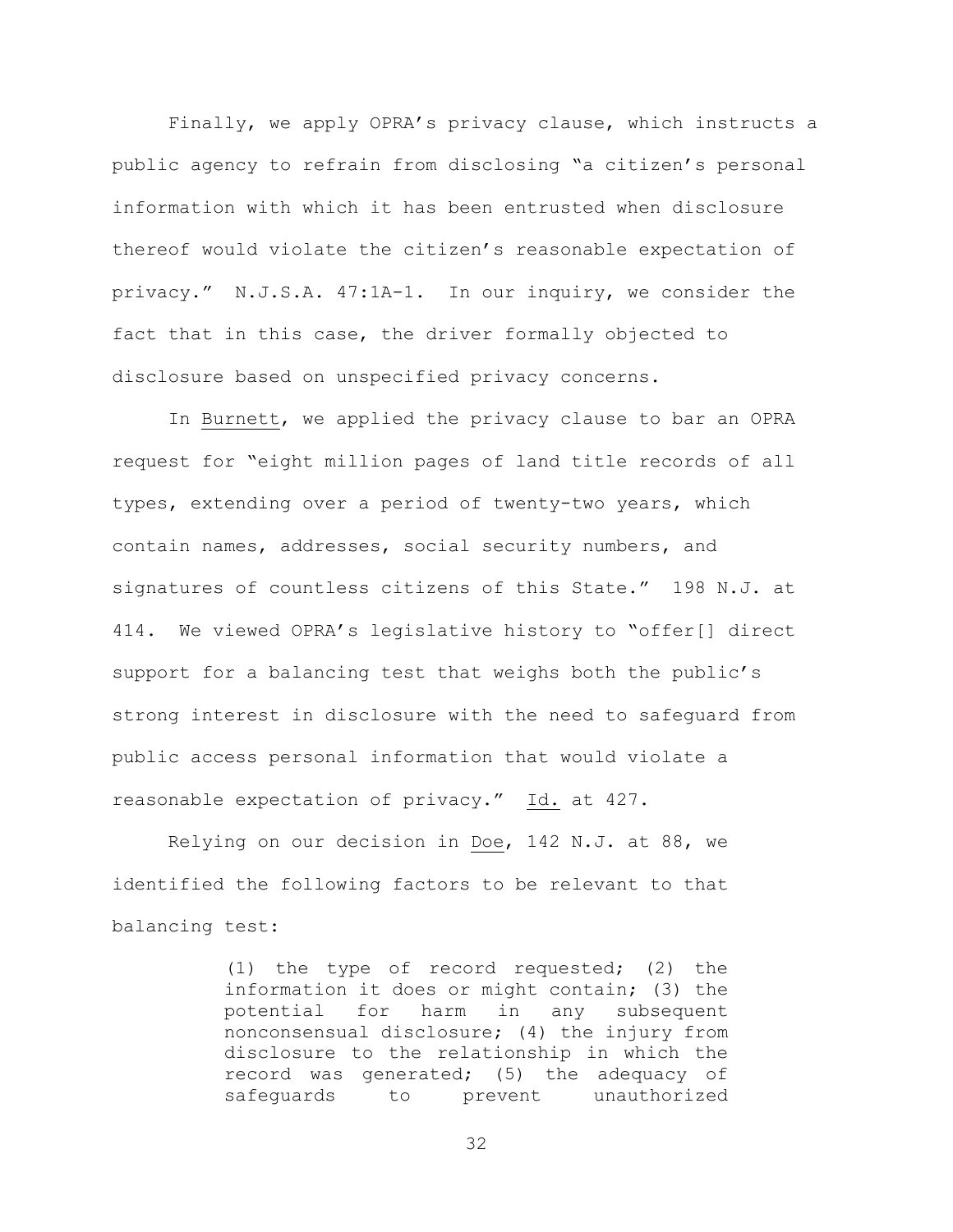Finally, we apply OPRA's privacy clause, which instructs a public agency to refrain from disclosing "a citizen's personal information with which it has been entrusted when disclosure thereof would violate the citizen's reasonable expectation of privacy." N.J.S.A. 47:1A-1. In our inquiry, we consider the fact that in this case, the driver formally objected to disclosure based on unspecified privacy concerns.

In Burnett, we applied the privacy clause to bar an OPRA request for "eight million pages of land title records of all types, extending over a period of twenty-two years, which contain names, addresses, social security numbers, and signatures of countless citizens of this State." 198 N.J. at 414. We viewed OPRA's legislative history to "offer[] direct support for a balancing test that weighs both the public's strong interest in disclosure with the need to safeguard from public access personal information that would violate a reasonable expectation of privacy." Id. at 427.

Relying on our decision in Doe, 142 N.J. at 88, we identified the following factors to be relevant to that balancing test:

> (1) the type of record requested; (2) the information it does or might contain; (3) the potential for harm in any subsequent nonconsensual disclosure; (4) the injury from disclosure to the relationship in which the record was generated; (5) the adequacy of safeguards to prevent unauthorized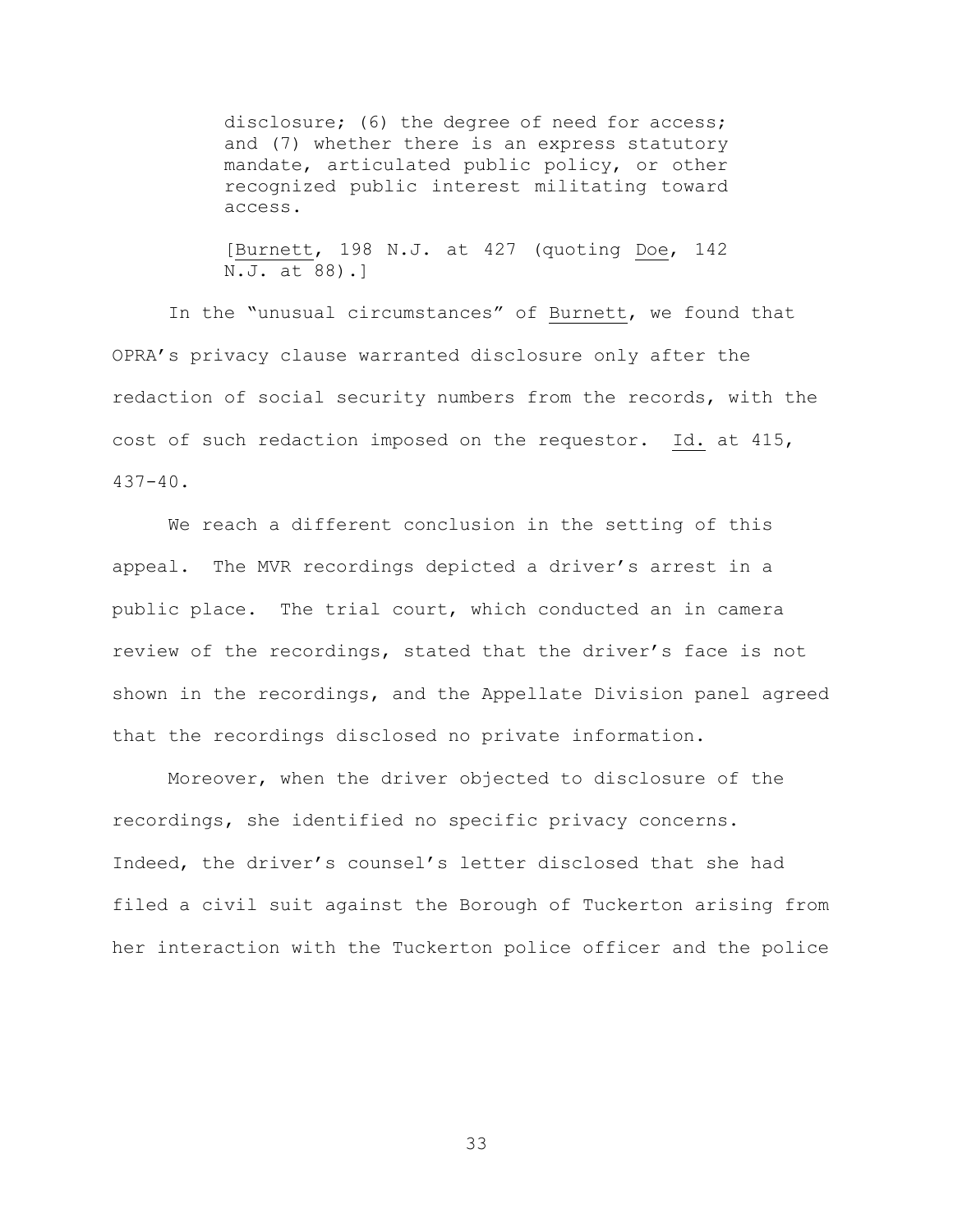> disclosure; (6) the degree of need for access; and (7) whether there is an express statutory mandate, articulated public policy, or other recognized public interest militating toward access.
>
> [Burnett, 198 N.J. at 427 (quoting Doe, 142 N.J. at 88).]

In the "unusual circumstances" of Burnett, we found that OPRA's privacy clause warranted disclosure only after the redaction of social security numbers from the records, with the cost of such redaction imposed on the requestor. Id. at 415, 437-40.

We reach a different conclusion in the setting of this appeal. The MVR recordings depicted a driver's arrest in a public place. The trial court, which conducted an in camera review of the recordings, stated that the driver's face is not shown in the recordings, and the Appellate Division panel agreed that the recordings disclosed no private information.

Moreover, when the driver objected to disclosure of the recordings, she identified no specific privacy concerns. Indeed, the driver's counsel's letter disclosed that she had filed a civil suit against the Borough of Tuckerton arising from her interaction with the Tuckerton police officer and the police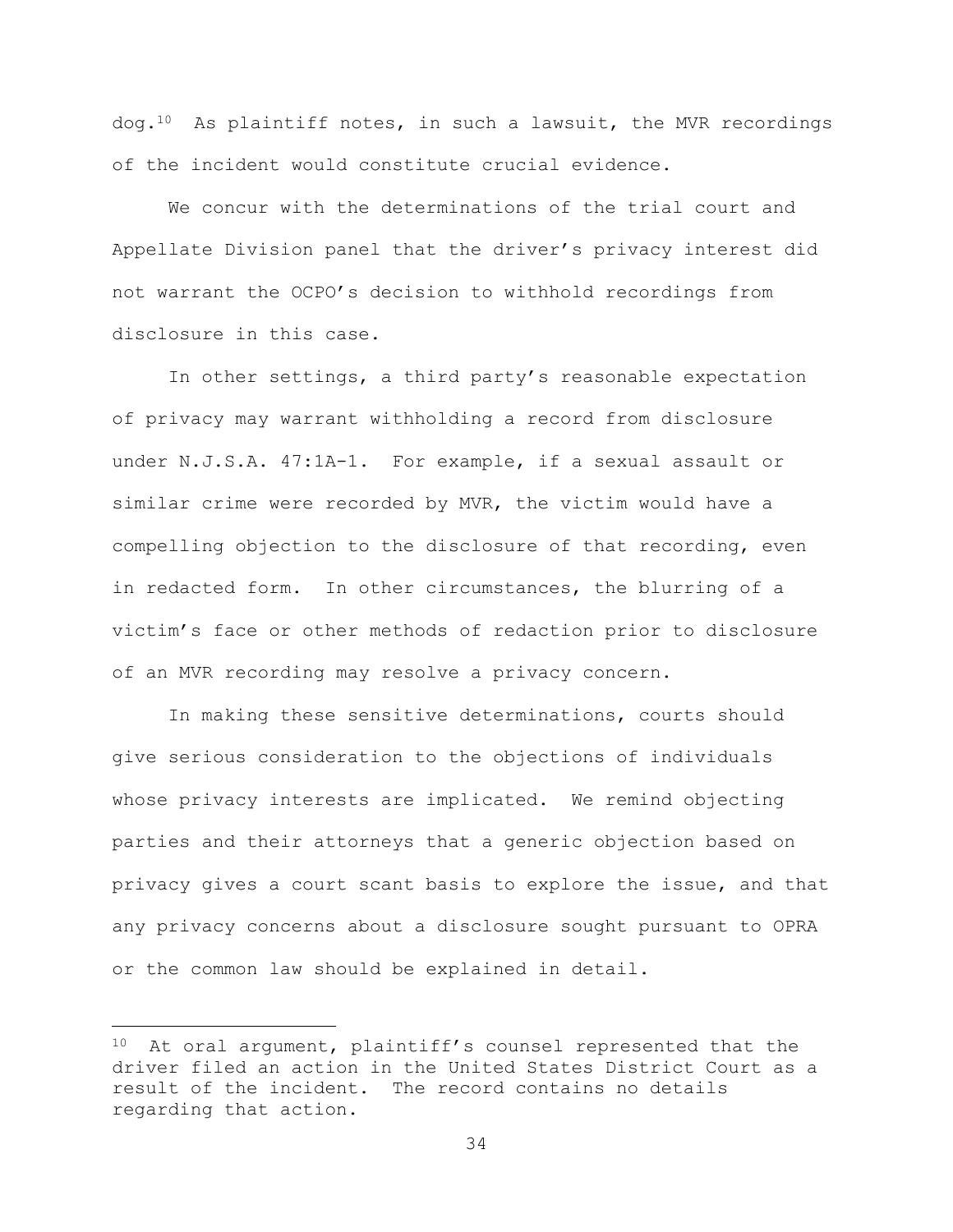dog.[10] As plaintiff notes, in such a lawsuit, the MVR recordings of the incident would constitute crucial evidence.

We concur with the determinations of the trial court and Appellate Division panel that the driver's privacy interest did not warrant the OCPO's decision to withhold recordings from disclosure in this case.

In other settings, a third party's reasonable expectation of privacy may warrant withholding a record from disclosure under N.J.S.A. 47:1A-1. For example, if a sexual assault or similar crime were recorded by MVR, the victim would have a compelling objection to the disclosure of that recording, even in redacted form. In other circumstances, the blurring of a victim's face or other methods of redaction prior to disclosure of an MVR recording may resolve a privacy concern.

In making these sensitive determinations, courts should give serious consideration to the objections of individuals whose privacy interests are implicated. We remind objecting parties and their attorneys that a generic objection based on privacy gives a court scant basis to explore the issue, and that any privacy concerns about a disclosure sought pursuant to OPRA or the common law should be explained in detail.

[10] At oral argument, plaintiff's counsel represented that the driver filed an action in the United States District Court as a result of the incident. The record contains no details regarding that action.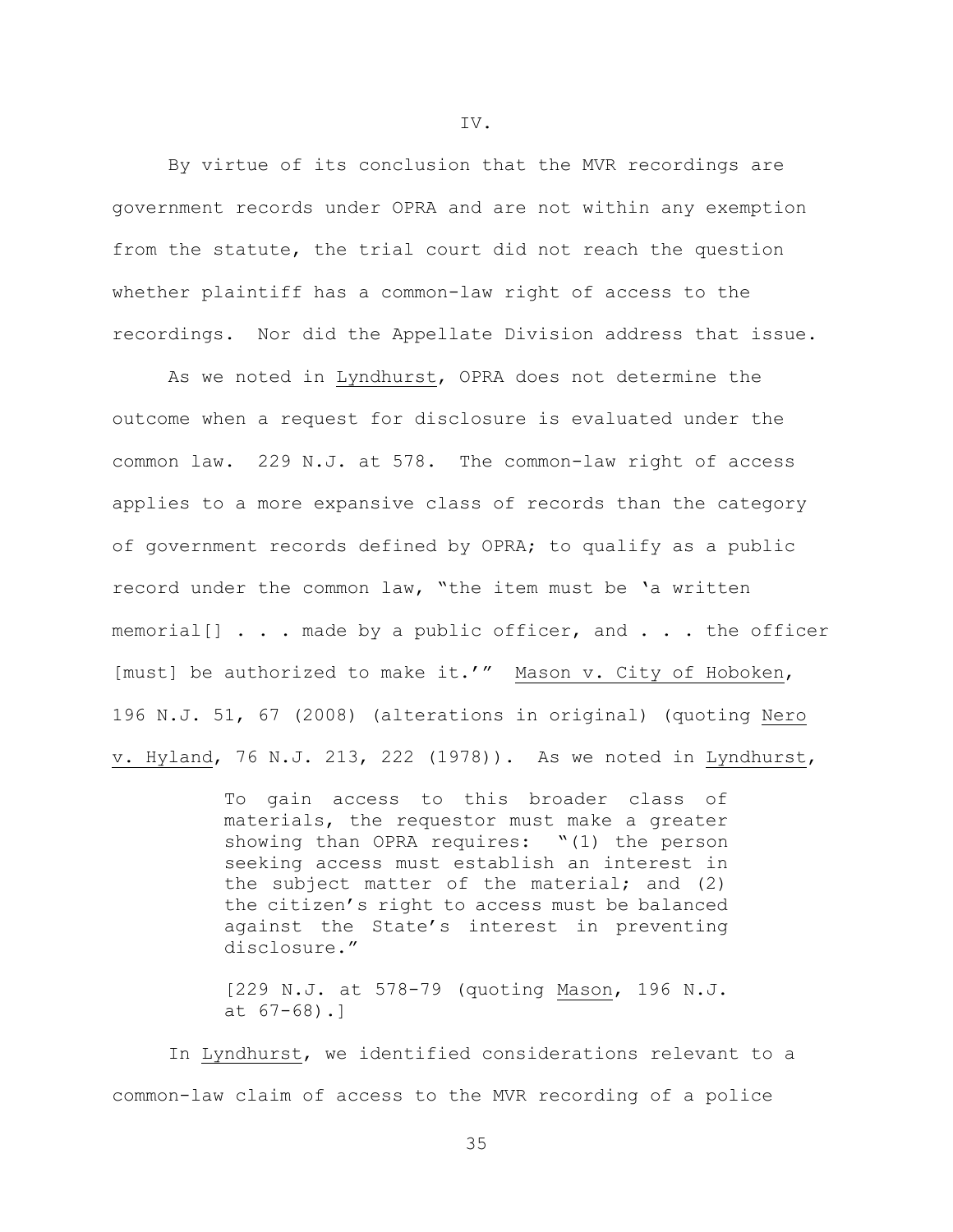IV.

By virtue of its conclusion that the MVR recordings are government records under OPRA and are not within any exemption from the statute, the trial court did not reach the question whether plaintiff has a common-law right of access to the recordings. Nor did the Appellate Division address that issue.

As we noted in Lyndhurst, OPRA does not determine the outcome when a request for disclosure is evaluated under the common law. 229 N.J. at 578. The common-law right of access applies to a more expansive class of records than the category of government records defined by OPRA; to qualify as a public record under the common law, "the item must be 'a written memorial[] . . . made by a public officer, and . . . the officer [must] be authorized to make it.'" Mason v. City of Hoboken, 196 N.J. 51, 67 (2008) (alterations in original) (quoting Nero v. Hyland, 76 N.J. 213, 222 (1978)). As we noted in Lyndhurst,

> To gain access to this broader class of materials, the requestor must make a greater showing than OPRA requires: "(1) the person seeking access must establish an interest in the subject matter of the material; and (2) the citizen's right to access must be balanced against the State's interest in preventing disclosure."
>
> [229 N.J. at 578-79 (quoting Mason, 196 N.J. at 67-68).]

In Lyndhurst, we identified considerations relevant to a common-law claim of access to the MVR recording of a police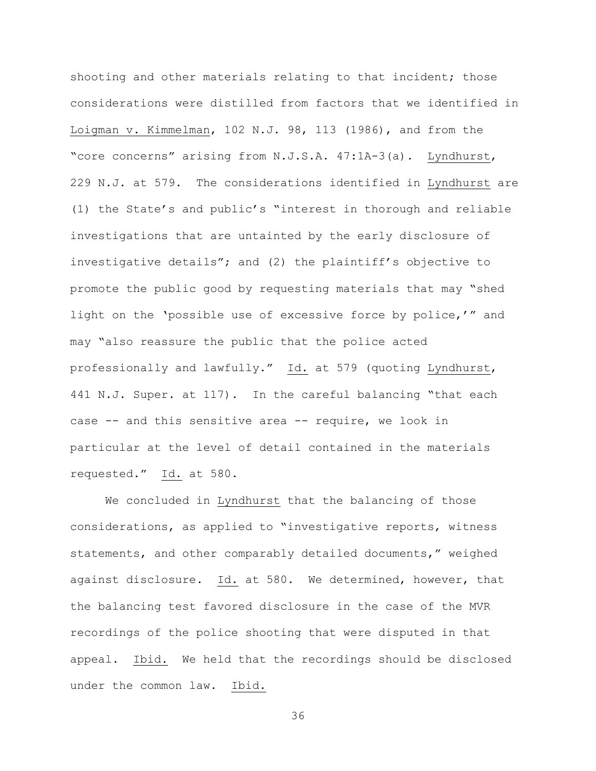shooting and other materials relating to that incident; those considerations were distilled from factors that we identified in Loigman v. Kimmelman, 102 N.J. 98, 113 (1986), and from the "core concerns" arising from N.J.S.A. 47:1A-3(a). Lyndhurst, 229 N.J. at 579. The considerations identified in Lyndhurst are (1) the State's and public's "interest in thorough and reliable investigations that are untainted by the early disclosure of investigative details"; and (2) the plaintiff's objective to promote the public good by requesting materials that may "shed light on the 'possible use of excessive force by police,'" and may "also reassure the public that the police acted professionally and lawfully." Id. at 579 (quoting Lyndhurst, 441 N.J. Super. at 117). In the careful balancing "that each case -- and this sensitive area -- require, we look in particular at the level of detail contained in the materials requested." Id. at 580.

We concluded in Lyndhurst that the balancing of those considerations, as applied to "investigative reports, witness statements, and other comparably detailed documents," weighed against disclosure. Id. at 580. We determined, however, that the balancing test favored disclosure in the case of the MVR recordings of the police shooting that were disputed in that appeal. Ibid. We held that the recordings should be disclosed under the common law. Ibid.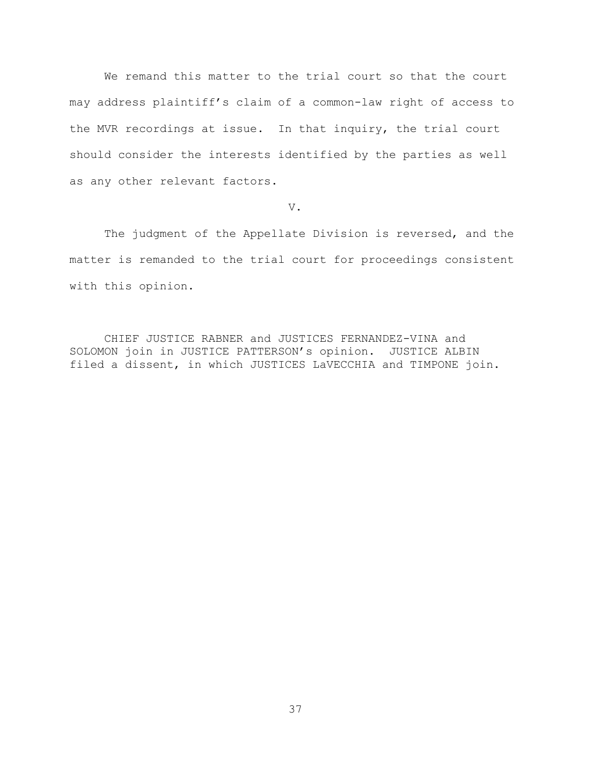We remand this matter to the trial court so that the court may address plaintiff's claim of a common-law right of access to the MVR recordings at issue. In that inquiry, the trial court should consider the interests identified by the parties as well as any other relevant factors.

V.

The judgment of the Appellate Division is reversed, and the matter is remanded to the trial court for proceedings consistent with this opinion.

CHIEF JUSTICE RABNER and JUSTICES FERNANDEZ-VINA and SOLOMON join in JUSTICE PATTERSON's opinion. JUSTICE ALBIN filed a dissent, in which JUSTICES LaVECCHIA and TIMPONE join.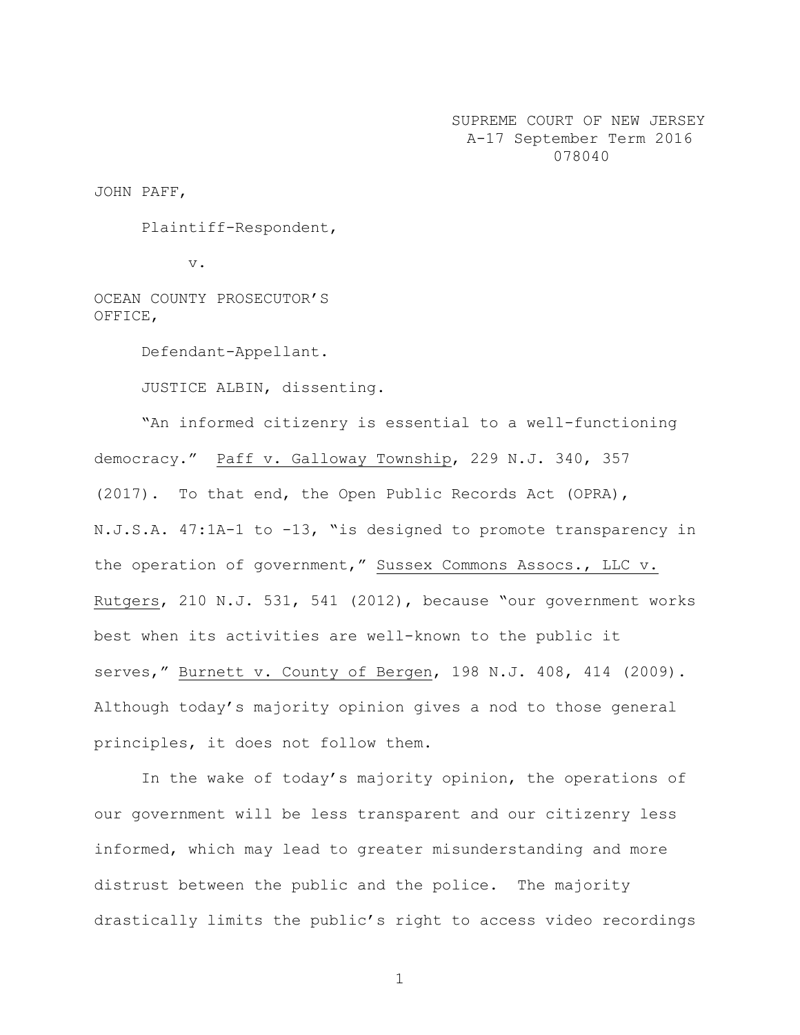SUPREME COURT OF NEW JERSEY
A-17 September Term 2016
078040

JOHN PAFF,

Plaintiff-Respondent,

v.

OCEAN COUNTY PROSECUTOR'S OFFICE,

Defendant-Appellant.

JUSTICE ALBIN, dissenting.

"An informed citizenry is essential to a well-functioning democracy." Paff v. Galloway Township, 229 N.J. 340, 357 (2017). To that end, the Open Public Records Act (OPRA), N.J.S.A. 47:1A-1 to -13, "is designed to promote transparency in the operation of government," Sussex Commons Assocs., LLC v. Rutgers, 210 N.J. 531, 541 (2012), because "our government works best when its activities are well-known to the public it serves," Burnett v. County of Bergen, 198 N.J. 408, 414 (2009). Although today's majority opinion gives a nod to those general principles, it does not follow them.

In the wake of today's majority opinion, the operations of our government will be less transparent and our citizenry less informed, which may lead to greater misunderstanding and more distrust between the public and the police. The majority drastically limits the public's right to access video recordings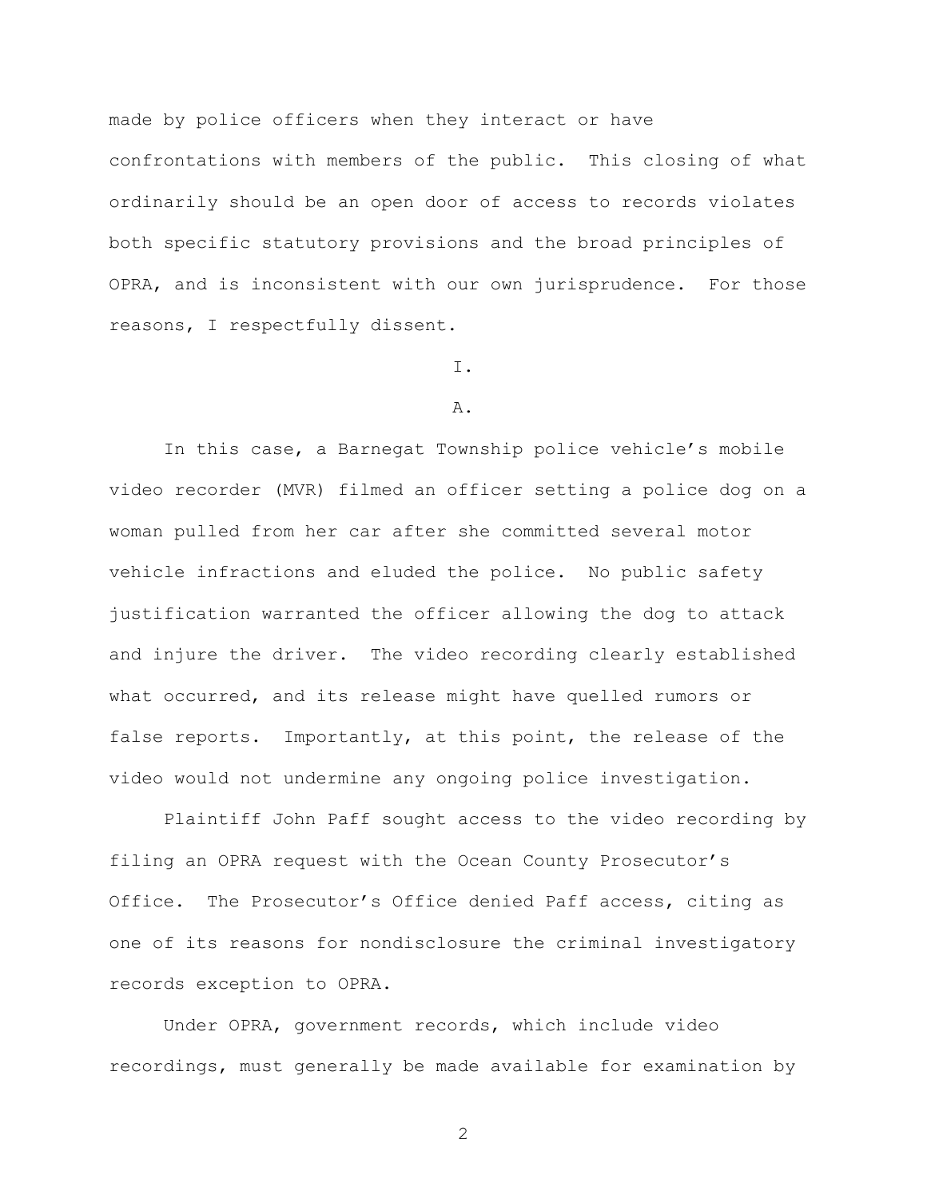made by police officers when they interact or have confrontations with members of the public. This closing of what ordinarily should be an open door of access to records violates both specific statutory provisions and the broad principles of OPRA, and is inconsistent with our own jurisprudence. For those reasons, I respectfully dissent.

I.

A.

In this case, a Barnegat Township police vehicle's mobile video recorder (MVR) filmed an officer setting a police dog on a woman pulled from her car after she committed several motor vehicle infractions and eluded the police. No public safety justification warranted the officer allowing the dog to attack and injure the driver. The video recording clearly established what occurred, and its release might have quelled rumors or false reports. Importantly, at this point, the release of the video would not undermine any ongoing police investigation.

Plaintiff John Paff sought access to the video recording by filing an OPRA request with the Ocean County Prosecutor's Office. The Prosecutor's Office denied Paff access, citing as one of its reasons for nondisclosure the criminal investigatory records exception to OPRA.

Under OPRA, government records, which include video recordings, must generally be made available for examination by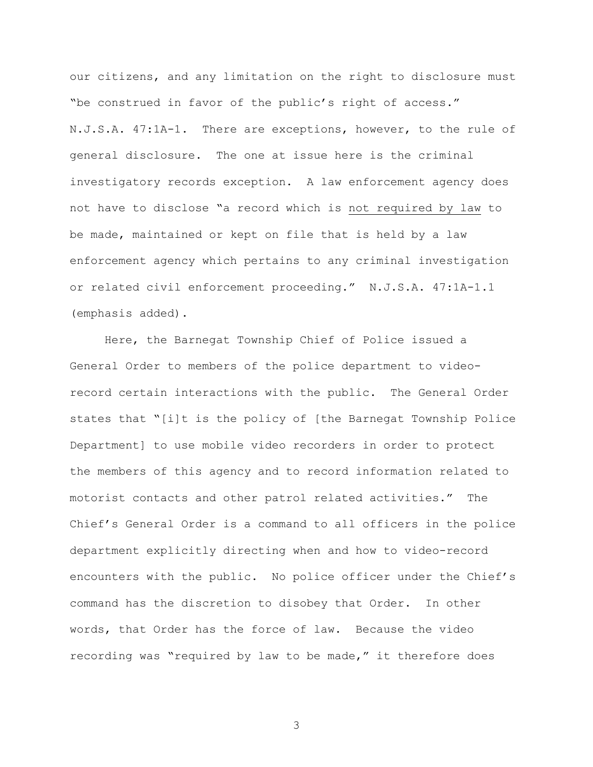our citizens, and any limitation on the right to disclosure must "be construed in favor of the public's right of access." N.J.S.A. 47:1A-1. There are exceptions, however, to the rule of general disclosure. The one at issue here is the criminal investigatory records exception. A law enforcement agency does not have to disclose "a record which is <u>not required by law</u> to be made, maintained or kept on file that is held by a law enforcement agency which pertains to any criminal investigation or related civil enforcement proceeding." N.J.S.A. 47:1A-1.1 (emphasis added).

Here, the Barnegat Township Chief of Police issued a General Order to members of the police department to video-record certain interactions with the public. The General Order states that "[i]t is the policy of [the Barnegat Township Police Department] to use mobile video recorders in order to protect the members of this agency and to record information related to motorist contacts and other patrol related activities." The Chief's General Order is a command to all officers in the police department explicitly directing when and how to video-record encounters with the public. No police officer under the Chief's command has the discretion to disobey that Order. In other words, that Order has the force of law. Because the video recording was "required by law to be made," it therefore does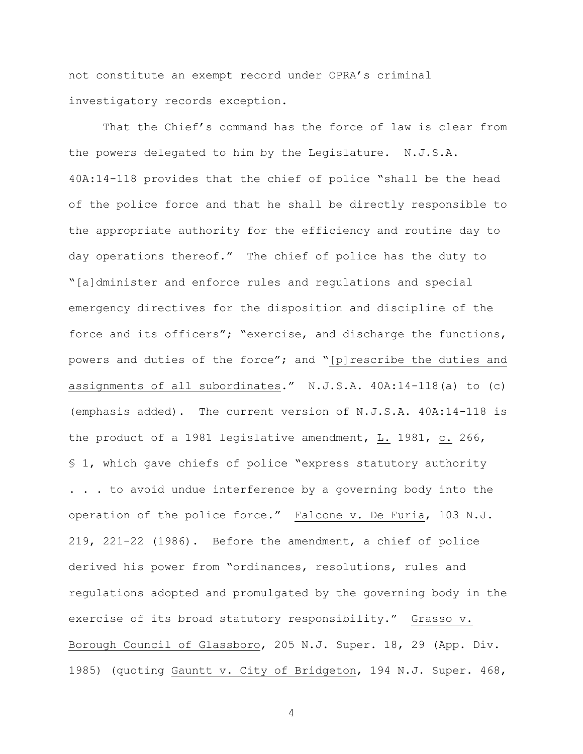not constitute an exempt record under OPRA's criminal investigatory records exception.

That the Chief's command has the force of law is clear from the powers delegated to him by the Legislature. N.J.S.A. 40A:14-118 provides that the chief of police "shall be the head of the police force and that he shall be directly responsible to the appropriate authority for the efficiency and routine day to day operations thereof." The chief of police has the duty to "[a]dminister and enforce rules and regulations and special emergency directives for the disposition and discipline of the force and its officers"; "exercise, and discharge the functions, powers and duties of the force"; and "[p]rescribe the duties and assignments of all subordinates." N.J.S.A. 40A:14-118(a) to (c) (emphasis added). The current version of N.J.S.A. 40A:14-118 is the product of a 1981 legislative amendment, L. 1981, c. 266, § 1, which gave chiefs of police "express statutory authority . . . to avoid undue interference by a governing body into the operation of the police force." Falcone v. De Furia, 103 N.J. 219, 221-22 (1986). Before the amendment, a chief of police derived his power from "ordinances, resolutions, rules and regulations adopted and promulgated by the governing body in the exercise of its broad statutory responsibility." Grasso v. Borough Council of Glassboro, 205 N.J. Super. 18, 29 (App. Div. 1985) (quoting Gauntt v. City of Bridgeton, 194 N.J. Super. 468,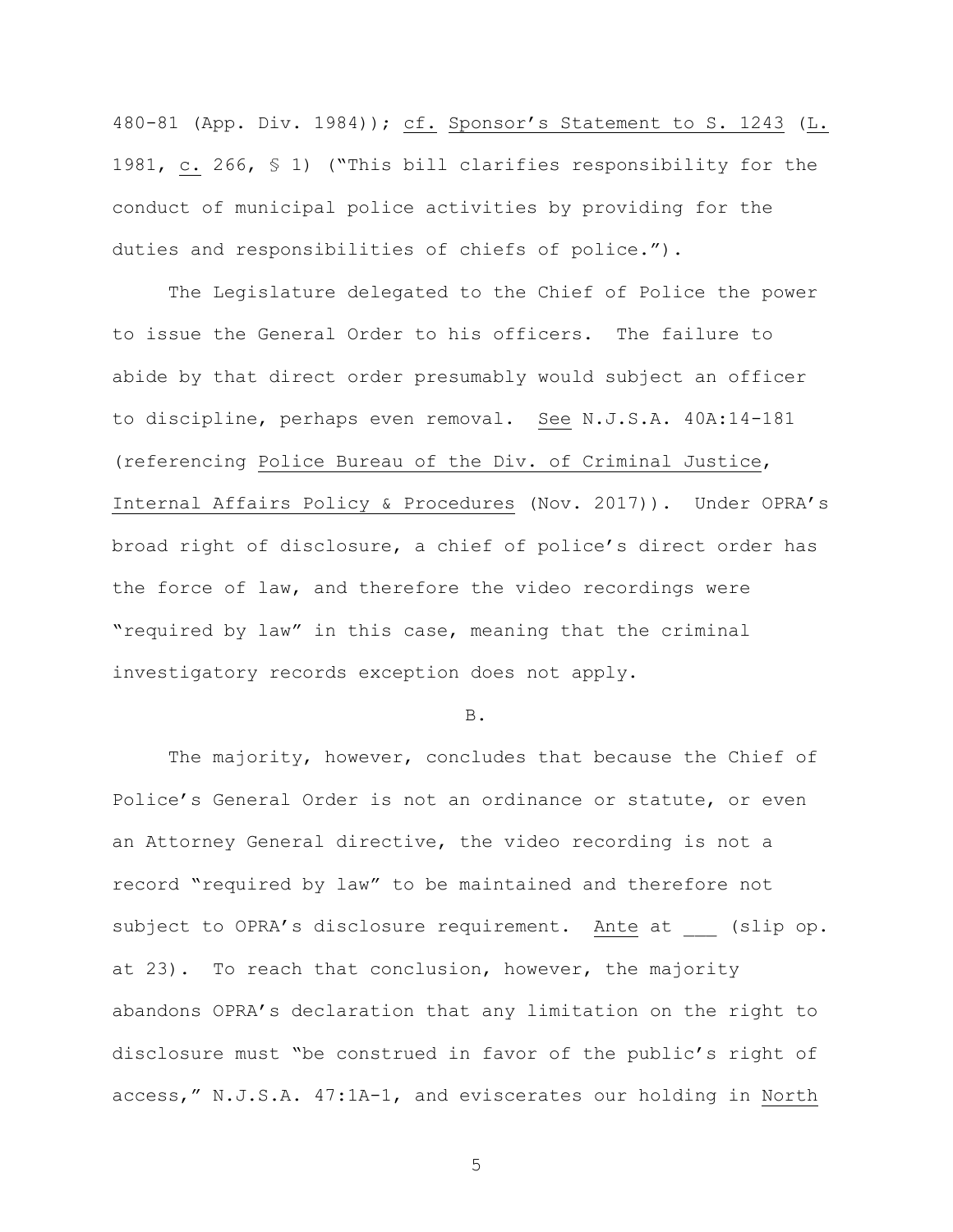480-81 (App. Div. 1984)); cf. Sponsor's Statement to S. 1243 (L. 1981, c. 266, § 1) ("This bill clarifies responsibility for the conduct of municipal police activities by providing for the duties and responsibilities of chiefs of police.").

The Legislature delegated to the Chief of Police the power to issue the General Order to his officers. The failure to abide by that direct order presumably would subject an officer to discipline, perhaps even removal. See N.J.S.A. 40A:14-181 (referencing Police Bureau of the Div. of Criminal Justice, Internal Affairs Policy & Procedures (Nov. 2017)). Under OPRA's broad right of disclosure, a chief of police's direct order has the force of law, and therefore the video recordings were "required by law" in this case, meaning that the criminal investigatory records exception does not apply.

B.

The majority, however, concludes that because the Chief of Police's General Order is not an ordinance or statute, or even an Attorney General directive, the video recording is not a record "required by law" to be maintained and therefore not subject to OPRA's disclosure requirement. Ante at ___ (slip op. at 23). To reach that conclusion, however, the majority abandons OPRA's declaration that any limitation on the right to disclosure must "be construed in favor of the public's right of access," N.J.S.A. 47:1A-1, and eviscerates our holding in North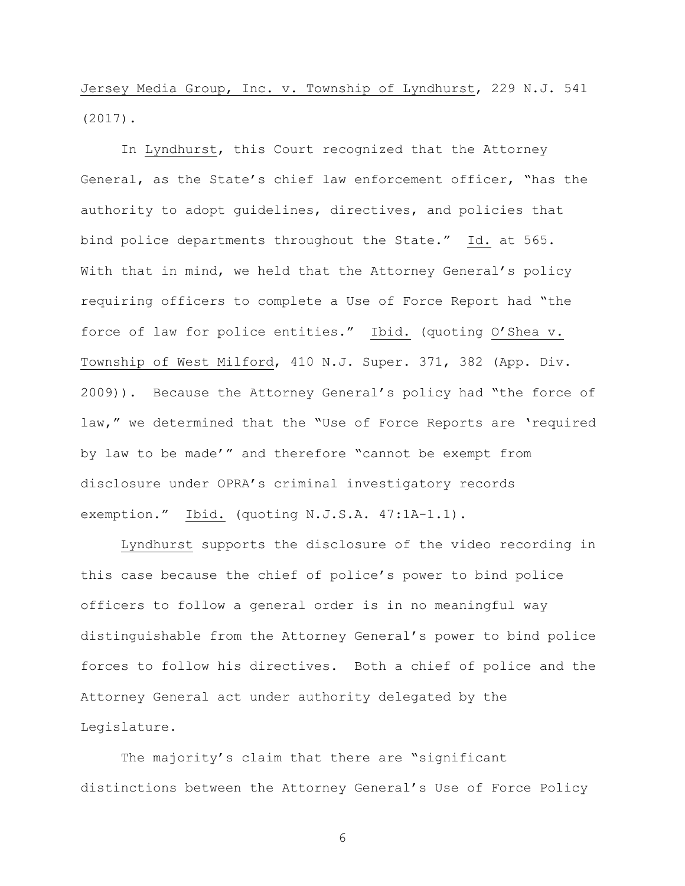Jersey Media Group, Inc. v. Township of Lyndhurst, 229 N.J. 541 (2017).

In Lyndhurst, this Court recognized that the Attorney General, as the State's chief law enforcement officer, "has the authority to adopt guidelines, directives, and policies that bind police departments throughout the State." Id. at 565. With that in mind, we held that the Attorney General's policy requiring officers to complete a Use of Force Report had "the force of law for police entities." Ibid. (quoting O'Shea v. Township of West Milford, 410 N.J. Super. 371, 382 (App. Div. 2009)). Because the Attorney General's policy had "the force of law," we determined that the "Use of Force Reports are 'required by law to be made'" and therefore "cannot be exempt from disclosure under OPRA's criminal investigatory records exemption." Ibid. (quoting N.J.S.A. 47:1A-1.1).

Lyndhurst supports the disclosure of the video recording in this case because the chief of police's power to bind police officers to follow a general order is in no meaningful way distinguishable from the Attorney General's power to bind police forces to follow his directives. Both a chief of police and the Attorney General act under authority delegated by the Legislature.

The majority's claim that there are "significant distinctions between the Attorney General's Use of Force Policy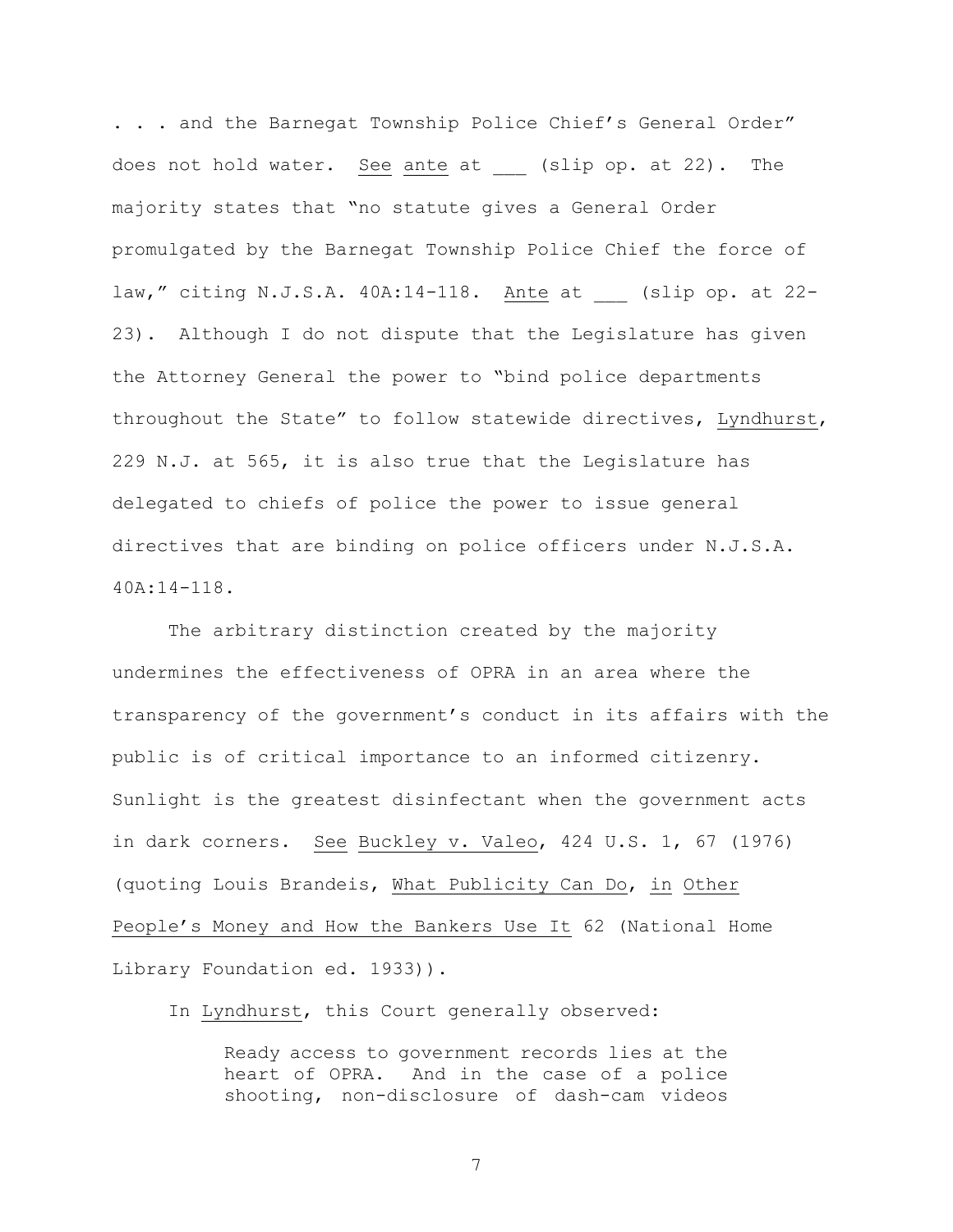. . . and the Barnegat Township Police Chief's General Order" does not hold water. See ante at ___ (slip op. at 22). The majority states that "no statute gives a General Order promulgated by the Barnegat Township Police Chief the force of law," citing N.J.S.A. 40A:14-118. Ante at ___ (slip op. at 22-23). Although I do not dispute that the Legislature has given the Attorney General the power to "bind police departments throughout the State" to follow statewide directives, Lyndhurst, 229 N.J. at 565, it is also true that the Legislature has delegated to chiefs of police the power to issue general directives that are binding on police officers under N.J.S.A. 40A:14-118.

The arbitrary distinction created by the majority undermines the effectiveness of OPRA in an area where the transparency of the government's conduct in its affairs with the public is of critical importance to an informed citizenry. Sunlight is the greatest disinfectant when the government acts in dark corners. See Buckley v. Valeo, 424 U.S. 1, 67 (1976) (quoting Louis Brandeis, What Publicity Can Do, in Other People's Money and How the Bankers Use It 62 (National Home Library Foundation ed. 1933)).

In Lyndhurst, this Court generally observed:

> Ready access to government records lies at the heart of OPRA. And in the case of a police shooting, non-disclosure of dash-cam videos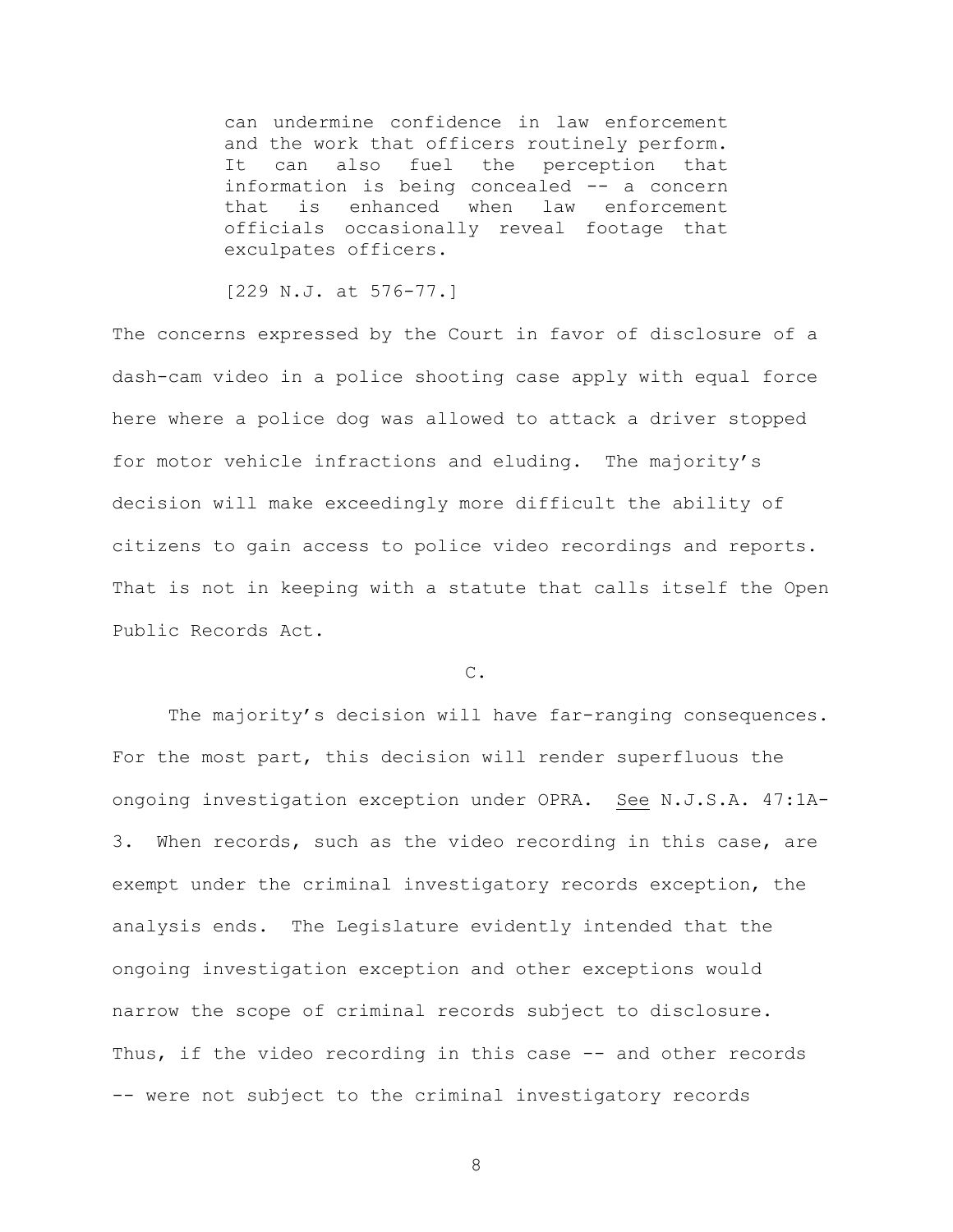> can undermine confidence in law enforcement and the work that officers routinely perform. It can also fuel the perception that information is being concealed -- a concern that is enhanced when law enforcement officials occasionally reveal footage that exculpates officers.
>
> [229 N.J. at 576-77.]

The concerns expressed by the Court in favor of disclosure of a dash-cam video in a police shooting case apply with equal force here where a police dog was allowed to attack a driver stopped for motor vehicle infractions and eluding. The majority's decision will make exceedingly more difficult the ability of citizens to gain access to police video recordings and reports. That is not in keeping with a statute that calls itself the Open Public Records Act.

C.

The majority's decision will have far-ranging consequences. For the most part, this decision will render superfluous the ongoing investigation exception under OPRA. See N.J.S.A. 47:1A-3. When records, such as the video recording in this case, are exempt under the criminal investigatory records exception, the analysis ends. The Legislature evidently intended that the ongoing investigation exception and other exceptions would narrow the scope of criminal records subject to disclosure. Thus, if the video recording in this case -- and other records -- were not subject to the criminal investigatory records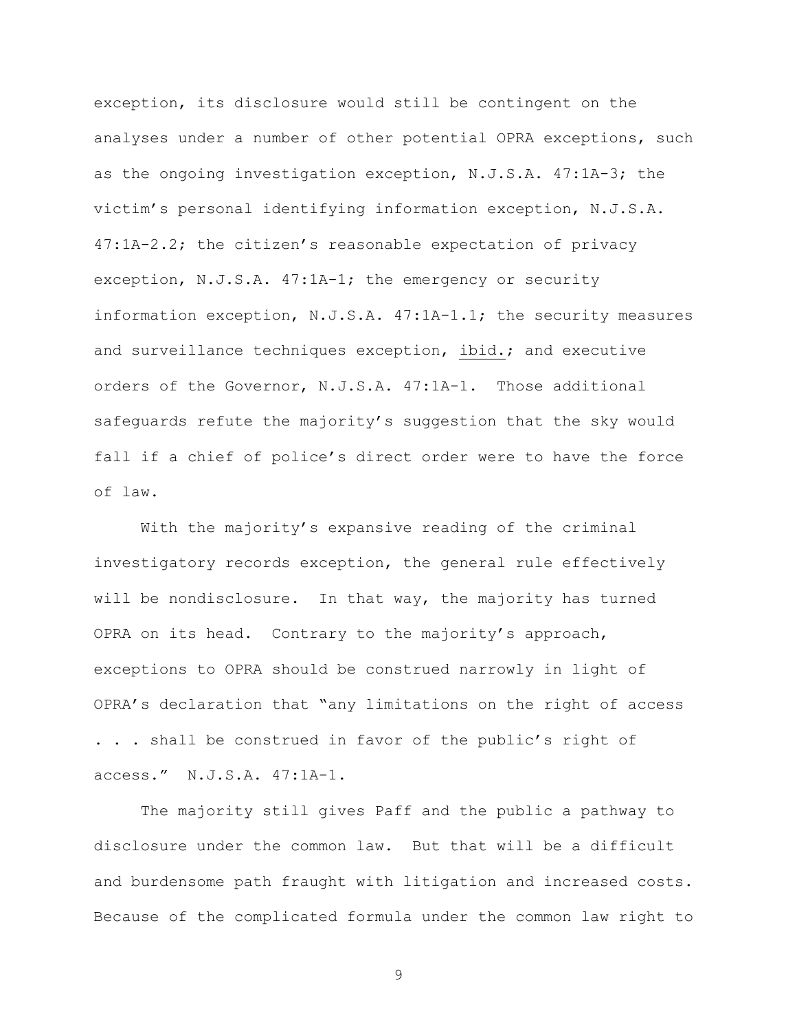exception, its disclosure would still be contingent on the analyses under a number of other potential OPRA exceptions, such as the ongoing investigation exception, N.J.S.A. 47:1A-3; the victim's personal identifying information exception, N.J.S.A. 47:1A-2.2; the citizen's reasonable expectation of privacy exception, N.J.S.A. 47:1A-1; the emergency or security information exception, N.J.S.A. 47:1A-1.1; the security measures and surveillance techniques exception, ibid.; and executive orders of the Governor, N.J.S.A. 47:1A-1. Those additional safeguards refute the majority's suggestion that the sky would fall if a chief of police's direct order were to have the force of law.

With the majority's expansive reading of the criminal investigatory records exception, the general rule effectively will be nondisclosure. In that way, the majority has turned OPRA on its head. Contrary to the majority's approach, exceptions to OPRA should be construed narrowly in light of OPRA's declaration that "any limitations on the right of access . . . shall be construed in favor of the public's right of access." N.J.S.A. 47:1A-1.

The majority still gives Paff and the public a pathway to disclosure under the common law. But that will be a difficult and burdensome path fraught with litigation and increased costs. Because of the complicated formula under the common law right to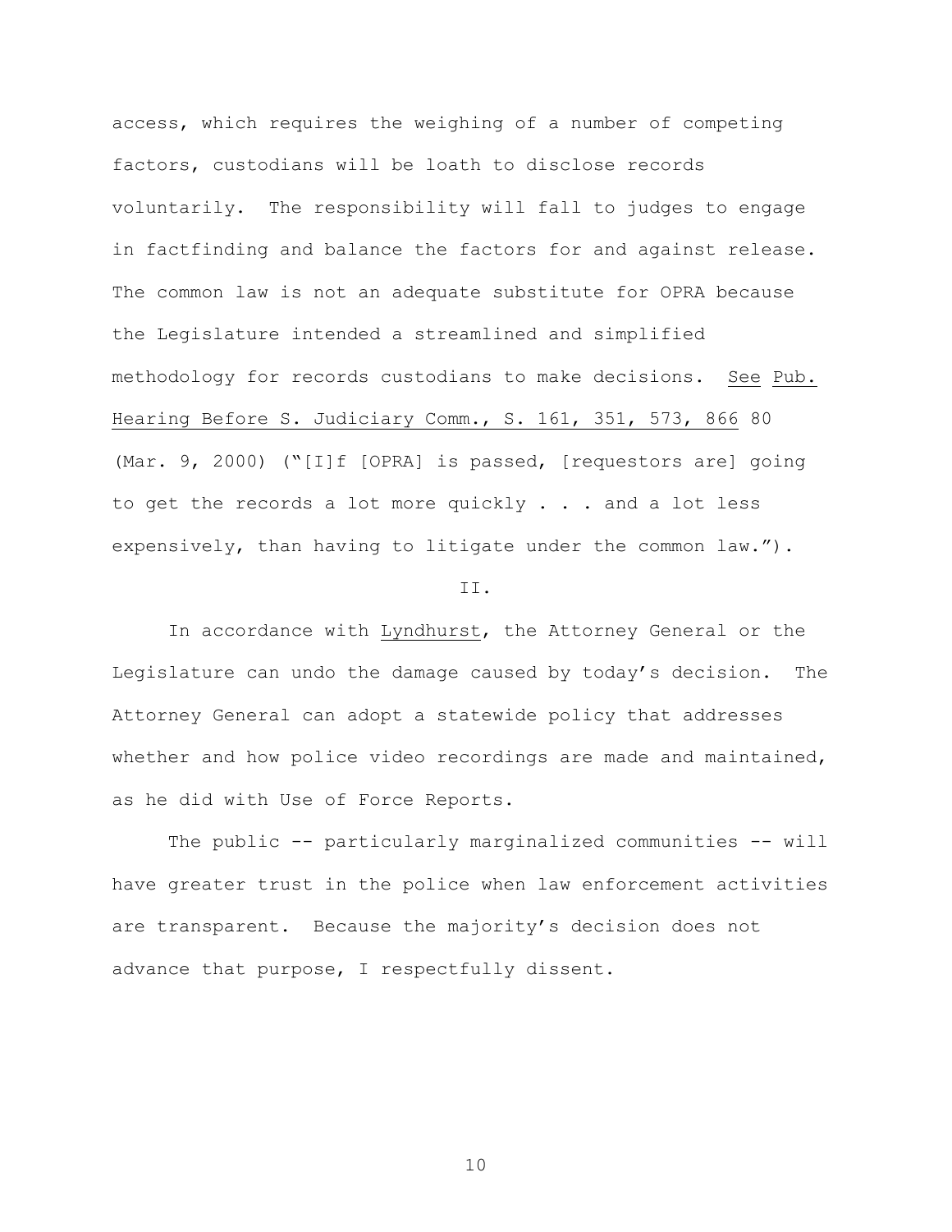access, which requires the weighing of a number of competing factors, custodians will be loath to disclose records voluntarily. The responsibility will fall to judges to engage in factfinding and balance the factors for and against release. The common law is not an adequate substitute for OPRA because the Legislature intended a streamlined and simplified methodology for records custodians to make decisions. See Pub. Hearing Before S. Judiciary Comm., S. 161, 351, 573, 866 80 (Mar. 9, 2000) ("[I]f [OPRA] is passed, [requestors are] going to get the records a lot more quickly . . . and a lot less expensively, than having to litigate under the common law.").

## II.

In accordance with Lyndhurst, the Attorney General or the Legislature can undo the damage caused by today's decision. The Attorney General can adopt a statewide policy that addresses whether and how police video recordings are made and maintained, as he did with Use of Force Reports.

The public -- particularly marginalized communities -- will have greater trust in the police when law enforcement activities are transparent. Because the majority's decision does not advance that purpose, I respectfully dissent.